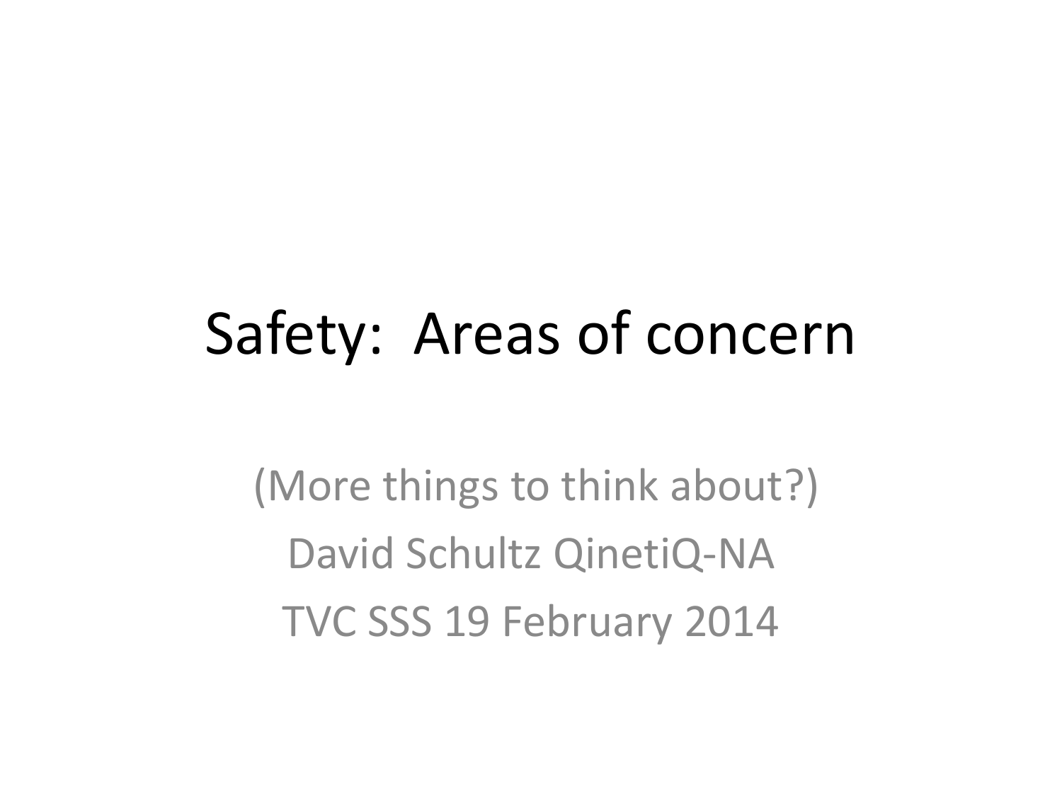# Safety: Areas of concern

(More things to think about?)

David Schultz QinetiQ-NA

TVC SSS 19 February 2014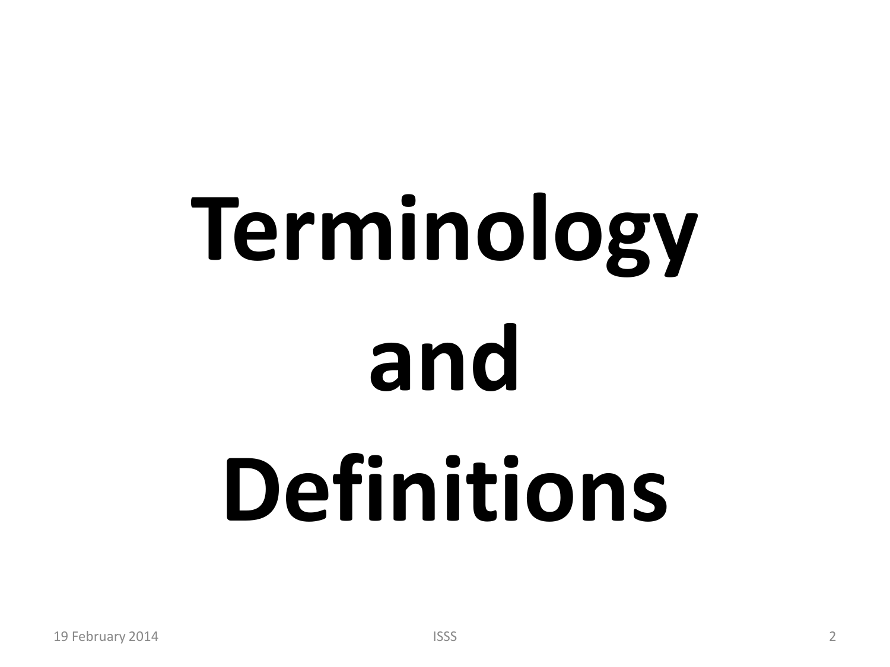# Terminology and Definitions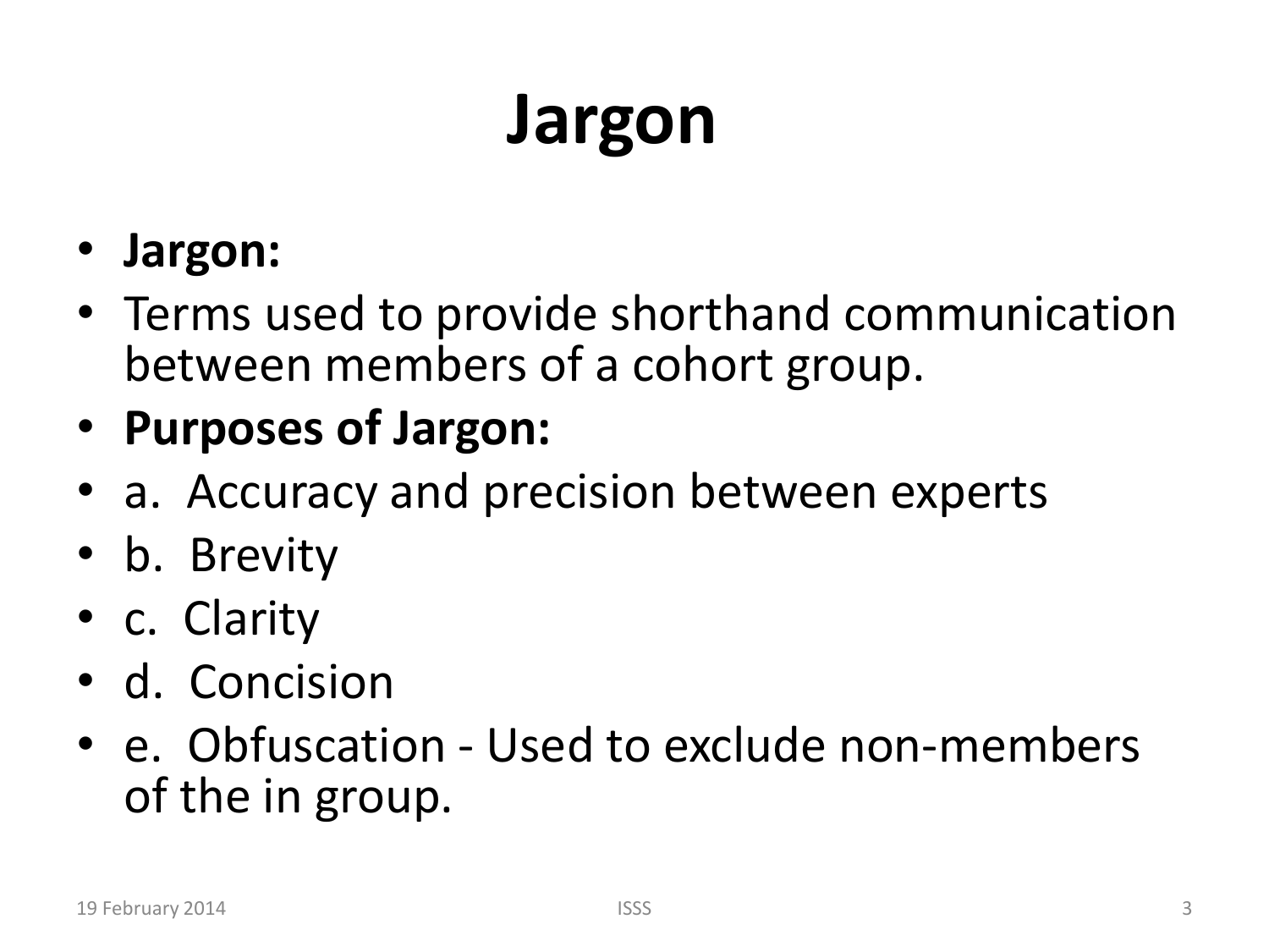# Jargon

- **Jargon:**
- Terms used to provide shorthand communication between members of a cohort group.
- **Purposes of Jargon:**
- a. Accuracy and precision between experts
- b. Brevity
- c. Clarity
- d. Concision
- e. Obfuscation - Used to exclude non-members of the in group.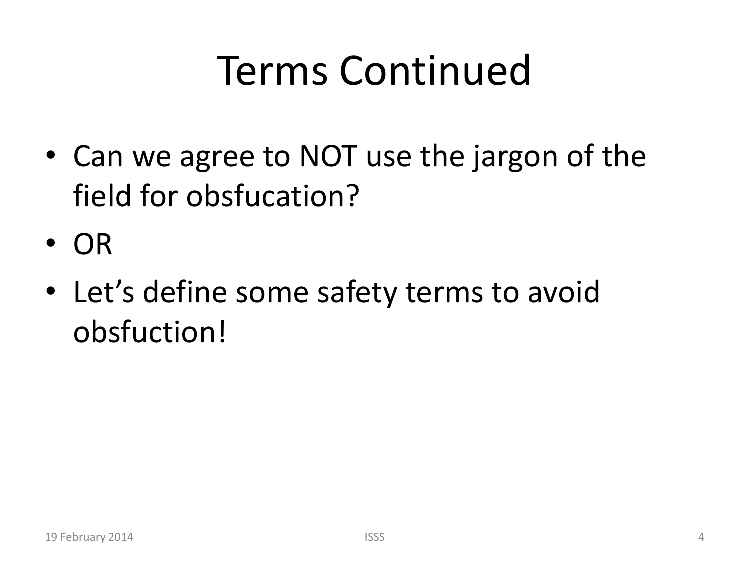# Terms Continued

- Can we agree to NOT use the jargon of the field for obsfucation?
- OR
- Let's define some safety terms to avoid obsfuction!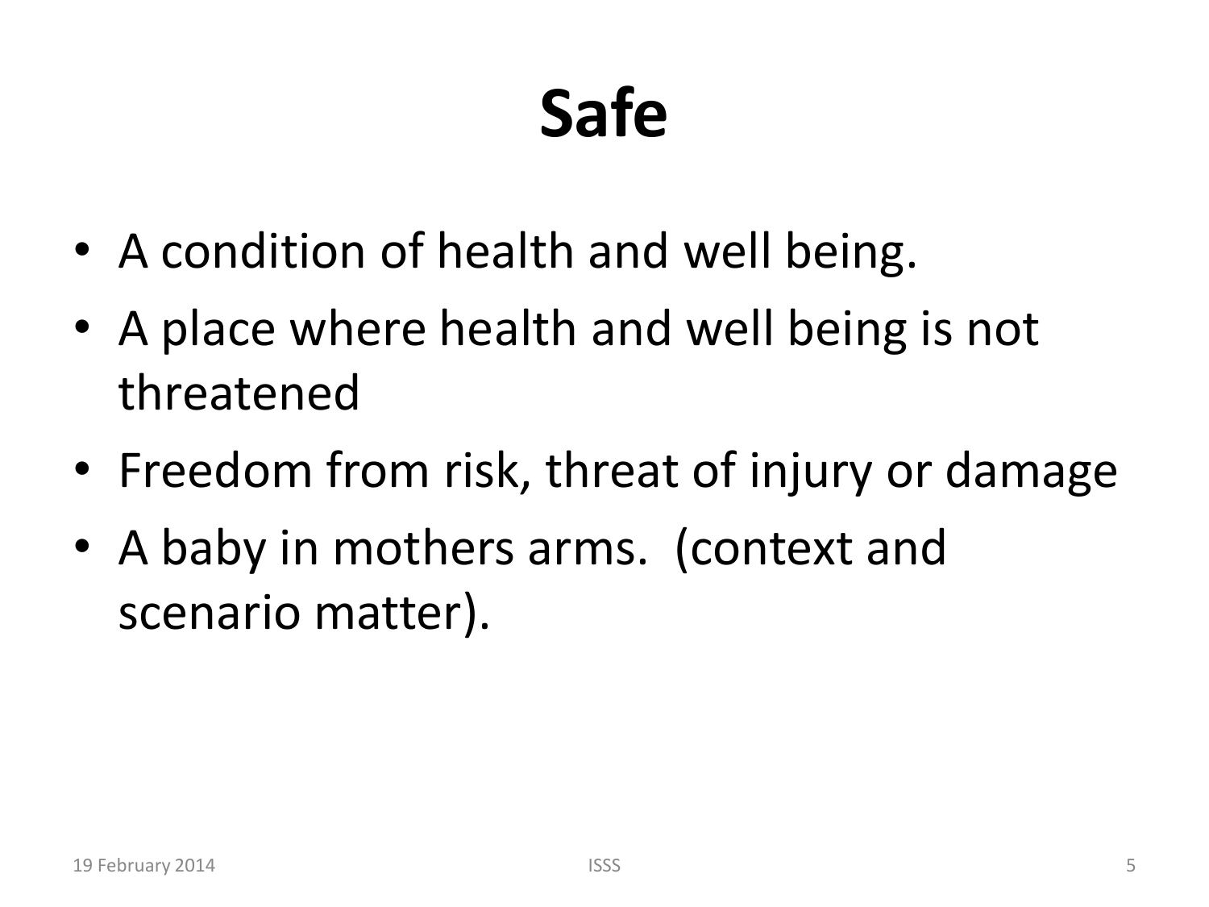# Safe

- A condition of health and well being.
- A place where health and well being is not threatened
- Freedom from risk, threat of injury or damage
- A baby in mothers arms. (context and scenario matter).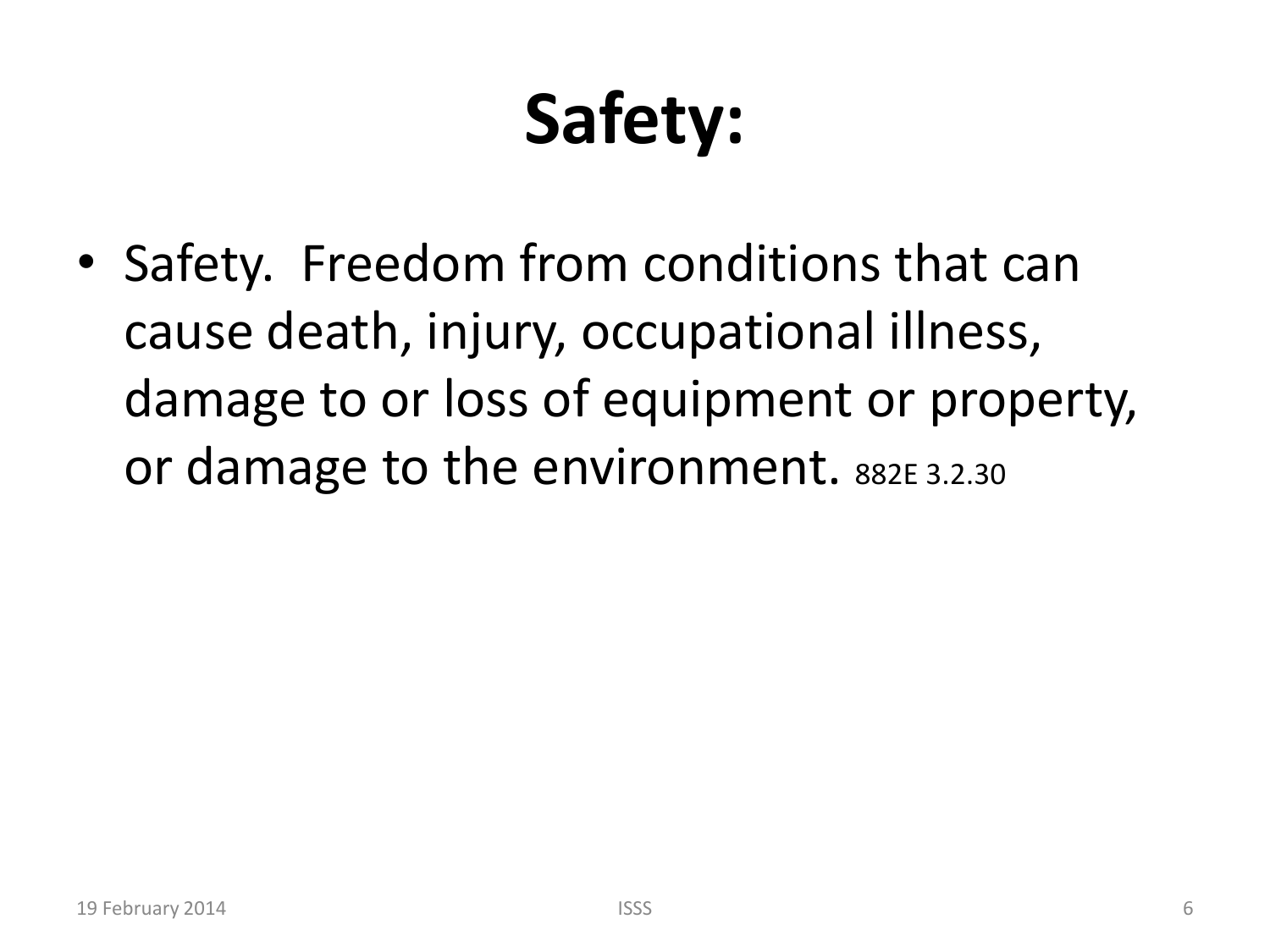# Safety:

- Safety. Freedom from conditions that can cause death, injury, occupational illness, damage to or loss of equipment or property, or damage to the environment. 882E 3.2.30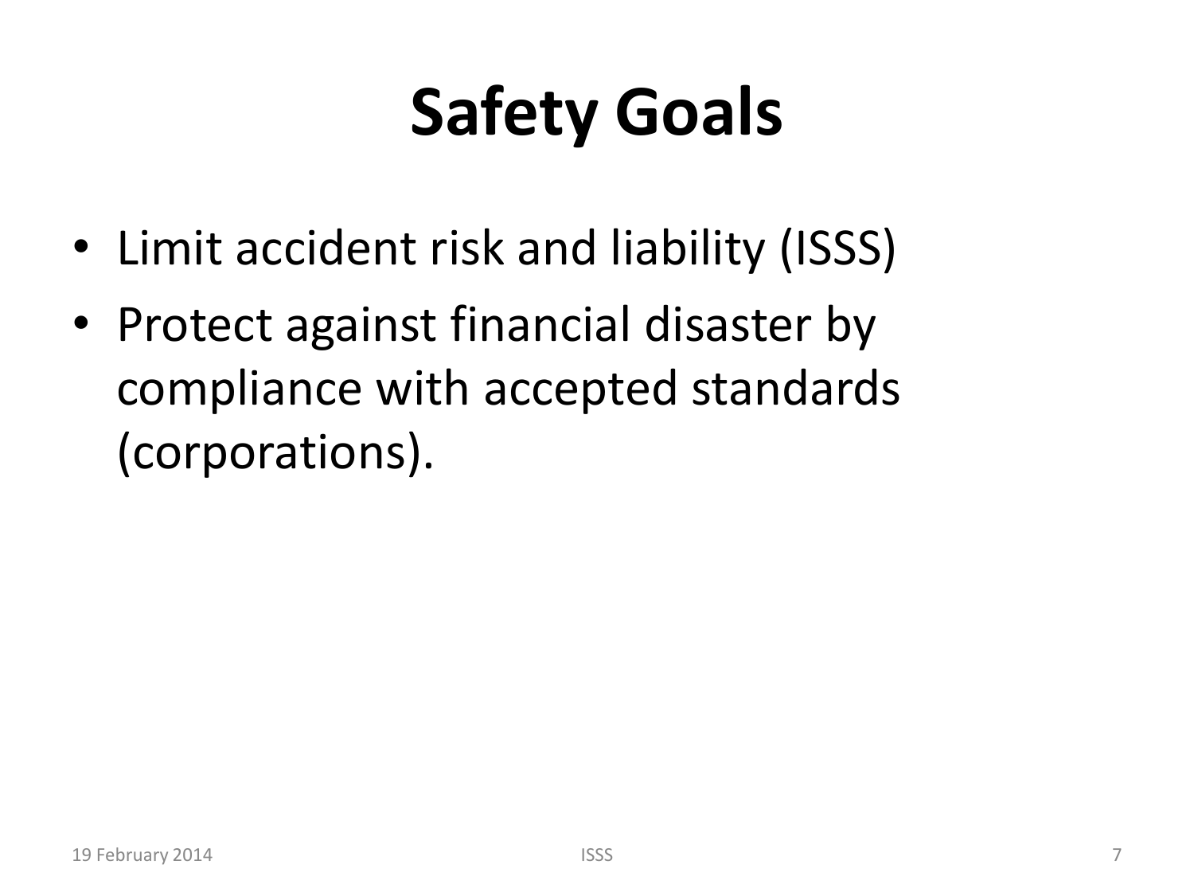# Safety Goals

- Limit accident risk and liability (ISSS)
- Protect against financial disaster by compliance with accepted standards (corporations).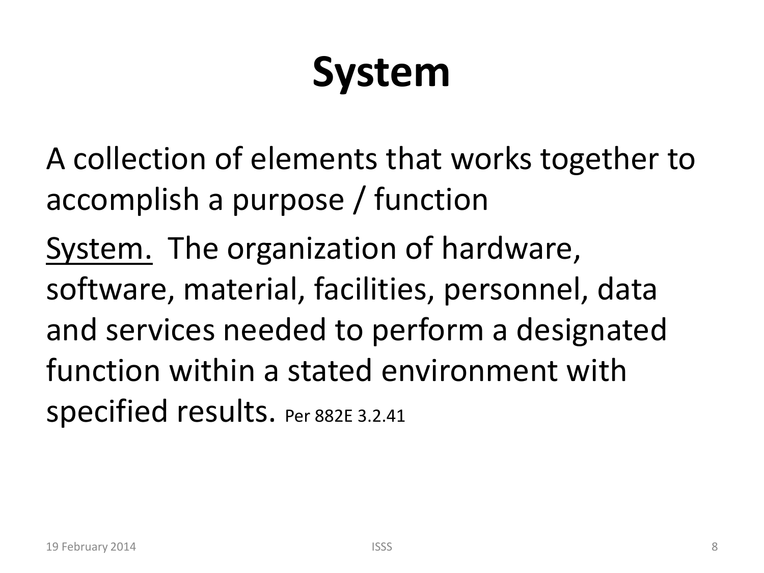# System

A collection of elements that works together to accomplish a purpose / function

<u>System.</u> The organization of hardware, software, material, facilities, personnel, data and services needed to perform a designated function within a stated environment with specified results. Per 882E 3.2.41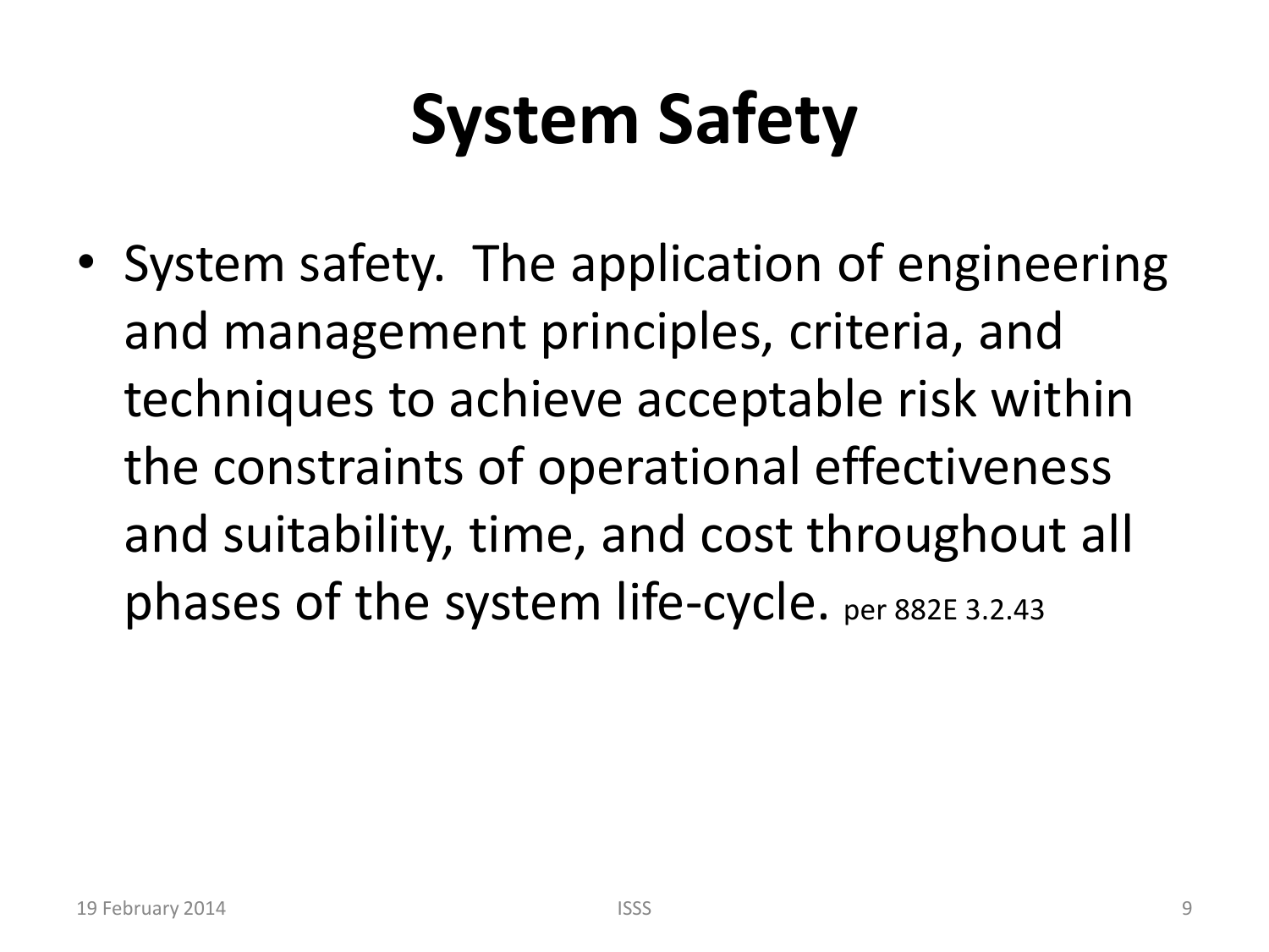# System Safety

- System safety. The application of engineering and management principles, criteria, and techniques to achieve acceptable risk within the constraints of operational effectiveness and suitability, time, and cost throughout all phases of the system life-cycle. per 882E 3.2.43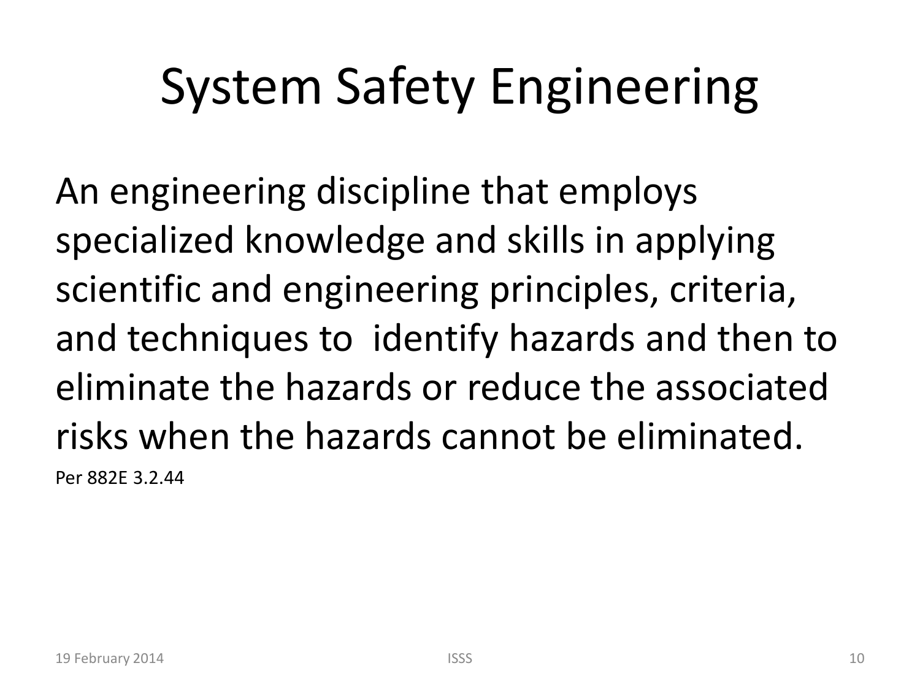# System Safety Engineering

An engineering discipline that employs specialized knowledge and skills in applying scientific and engineering principles, criteria, and techniques to identify hazards and then to eliminate the hazards or reduce the associated risks when the hazards cannot be eliminated.

Per 882E 3.2.44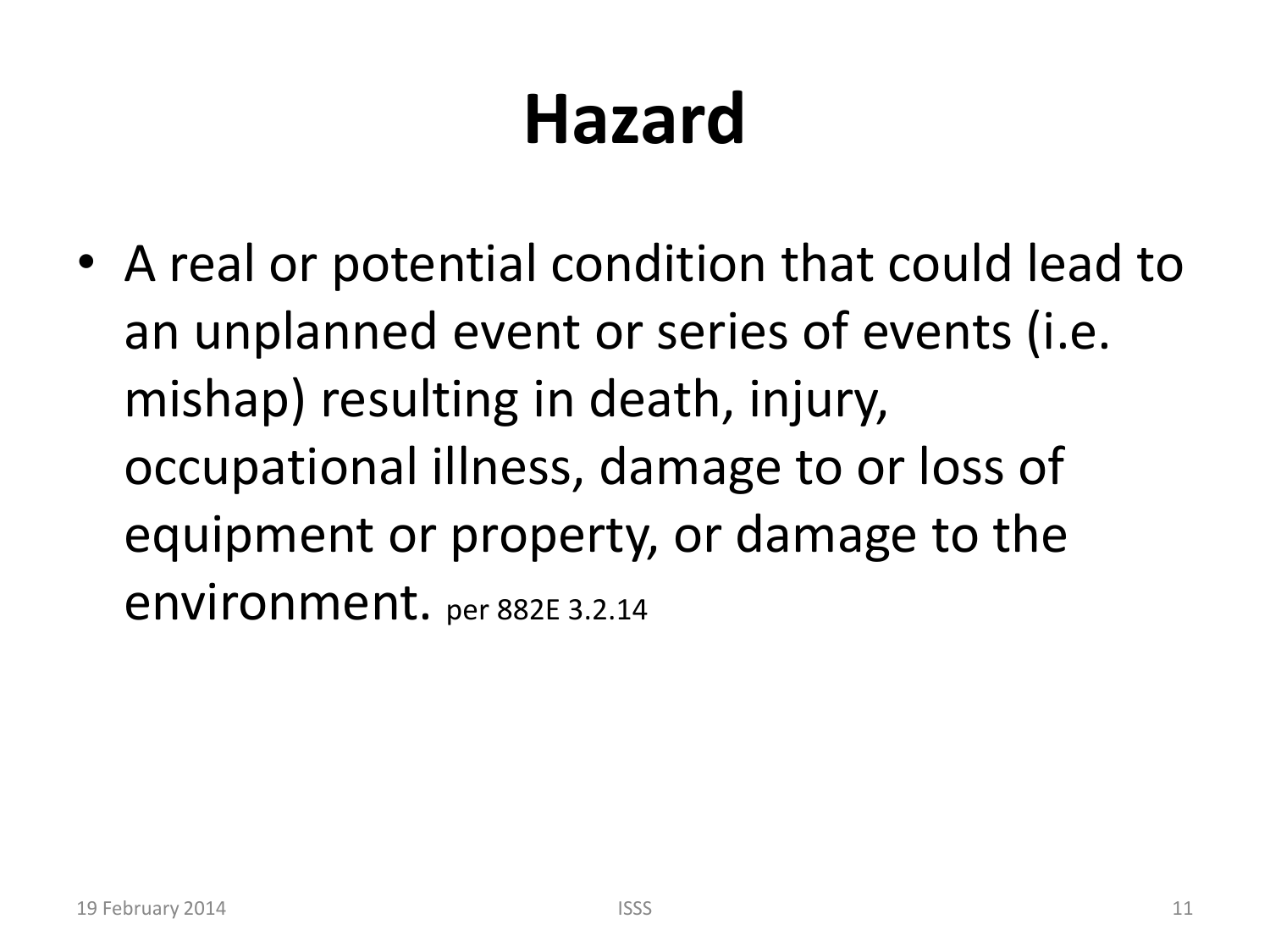# Hazard

- A real or potential condition that could lead to an unplanned event or series of events (i.e. mishap) resulting in death, injury, occupational illness, damage to or loss of equipment or property, or damage to the environment. per 882E 3.2.14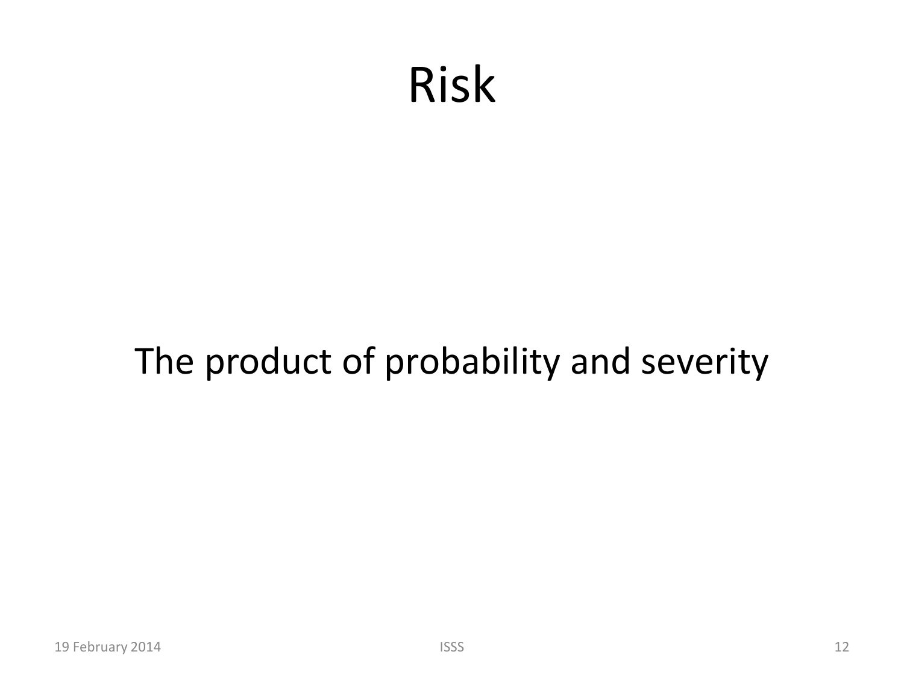# Risk

The product of probability and severity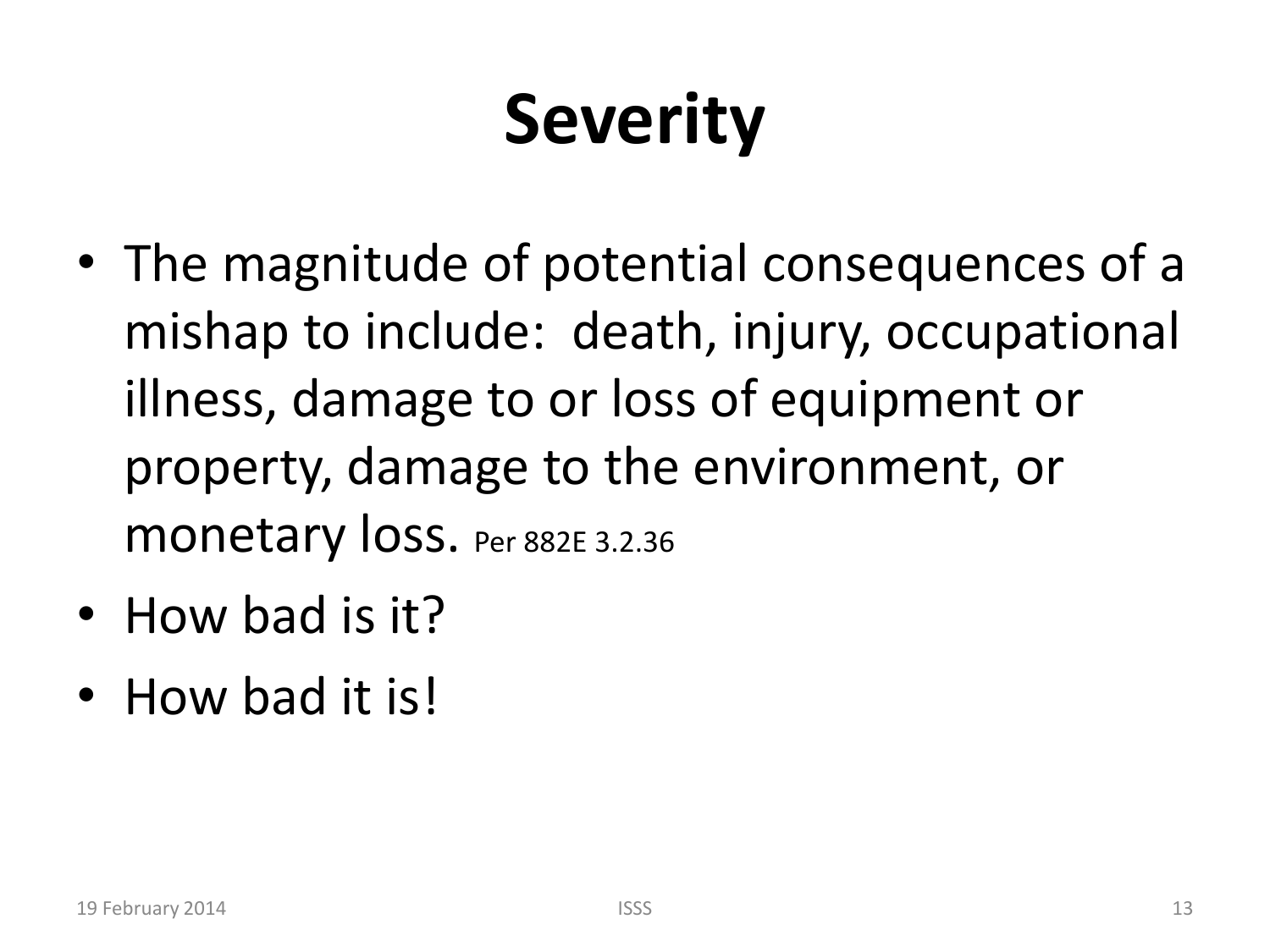# Severity

- The magnitude of potential consequences of a mishap to include: death, injury, occupational illness, damage to or loss of equipment or property, damage to the environment, or monetary loss. Per 882E 3.2.36
- How bad is it?
- How bad it is!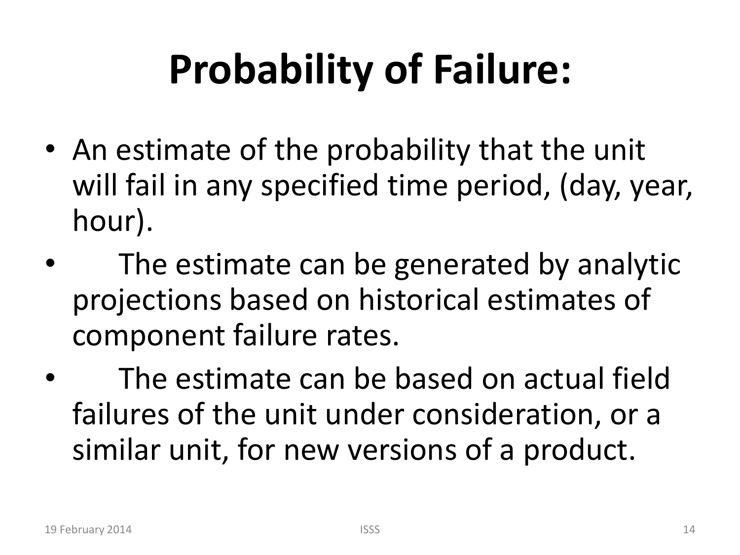# Probability of Failure:

- An estimate of the probability that the unit will fail in any specified time period, (day, year, hour).
- The estimate can be generated by analytic projections based on historical estimates of component failure rates.
- The estimate can be based on actual field failures of the unit under consideration, or a similar unit, for new versions of a product.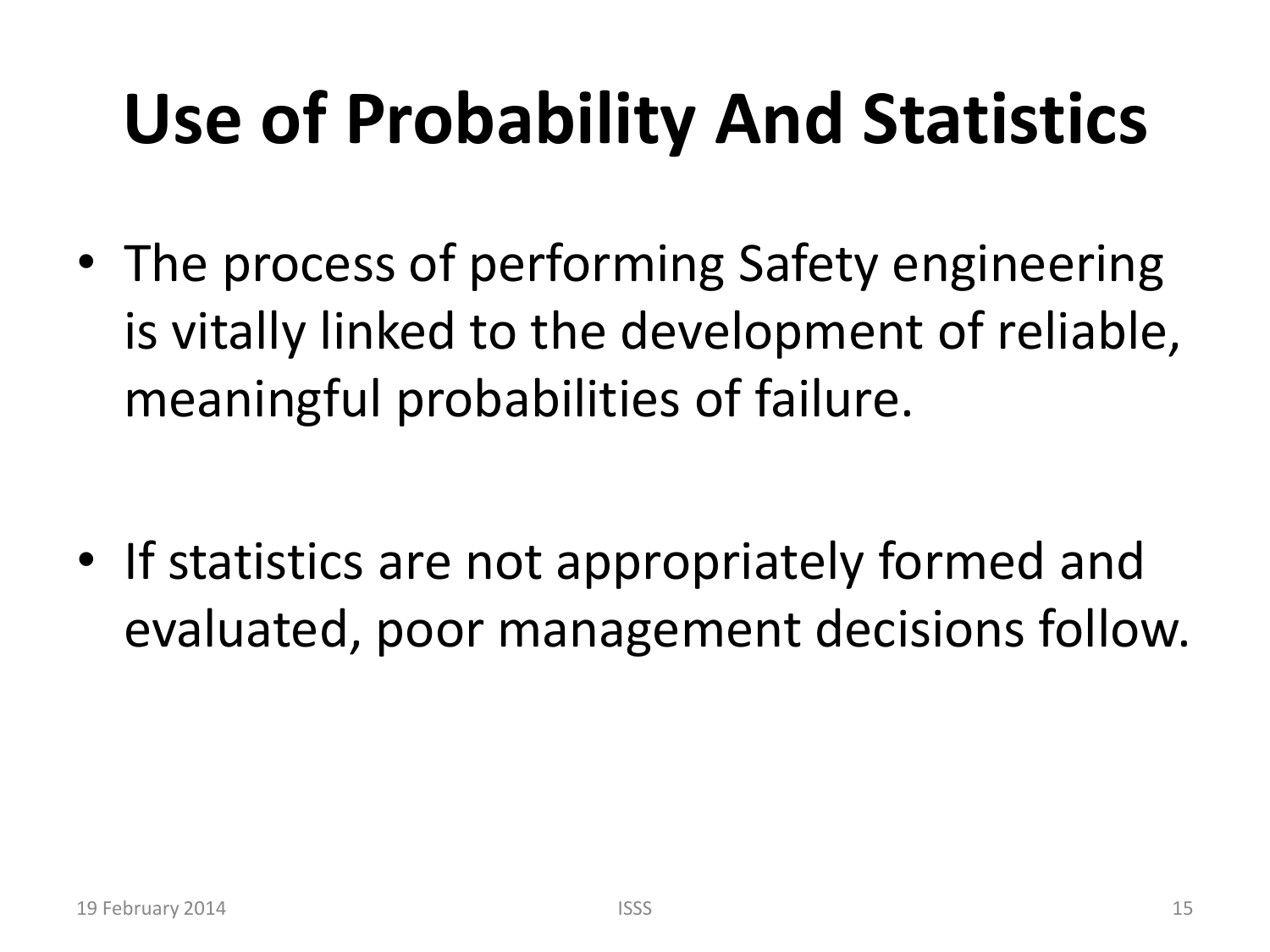# Use of Probability And Statistics

- The process of performing Safety engineering is vitally linked to the development of reliable, meaningful probabilities of failure.

- If statistics are not appropriately formed and evaluated, poor management decisions follow.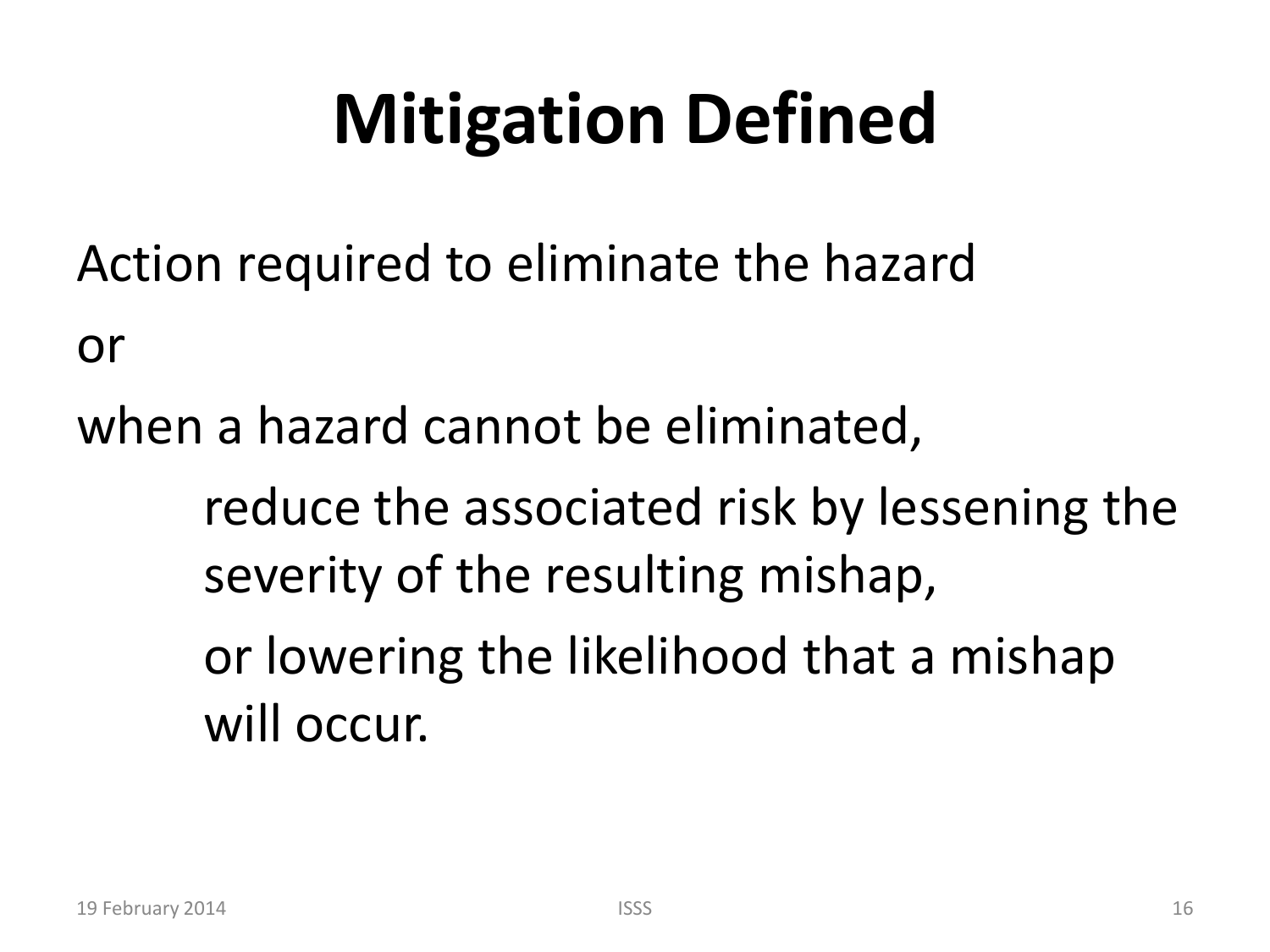# Mitigation Defined

Action required to eliminate the hazard

or

when a hazard cannot be eliminated,

> reduce the associated risk by lessening the severity of the resulting mishap,
>
> or lowering the likelihood that a mishap will occur.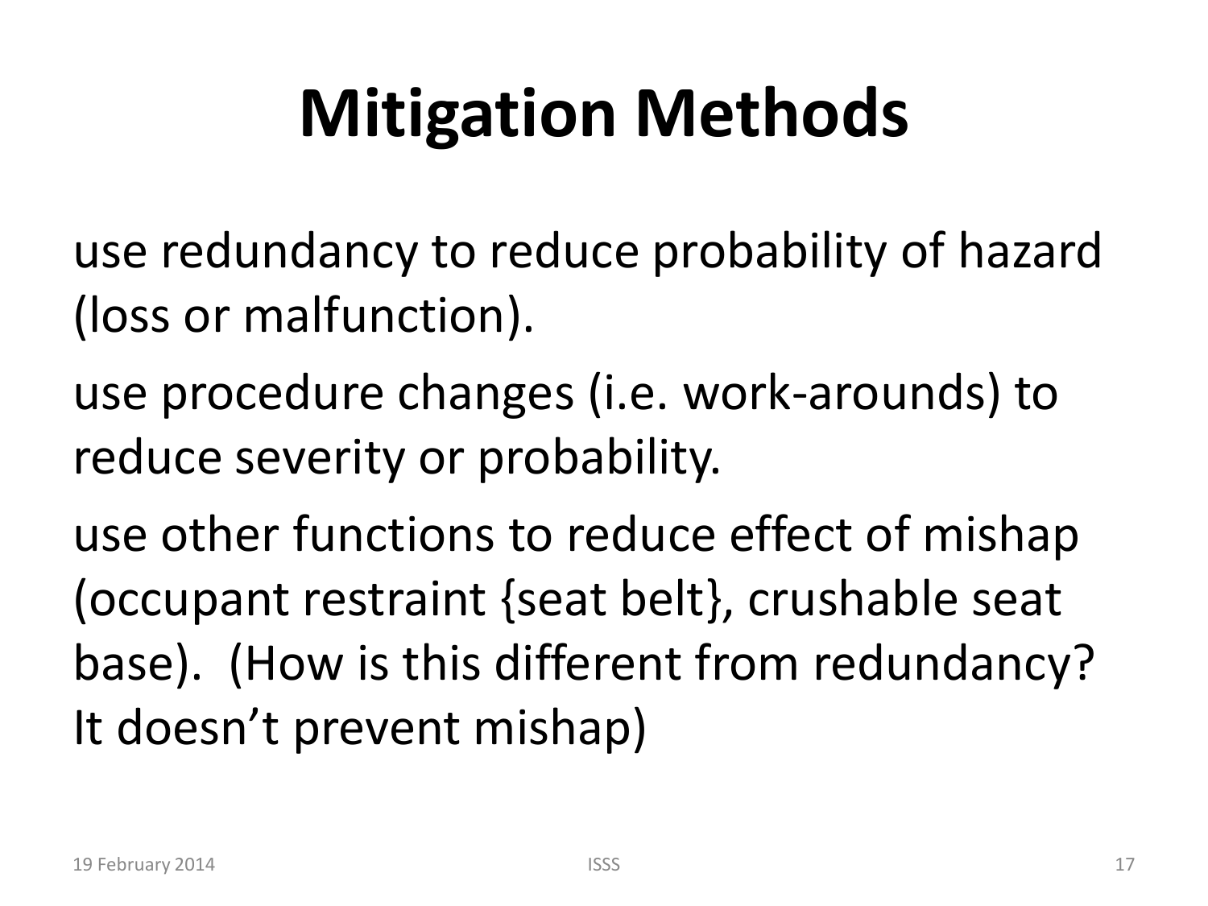# Mitigation Methods

use redundancy to reduce probability of hazard (loss or malfunction).

use procedure changes (i.e. work-arounds) to reduce severity or probability.

use other functions to reduce effect of mishap (occupant restraint {seat belt}, crushable seat base). (How is this different from redundancy? It doesn't prevent mishap)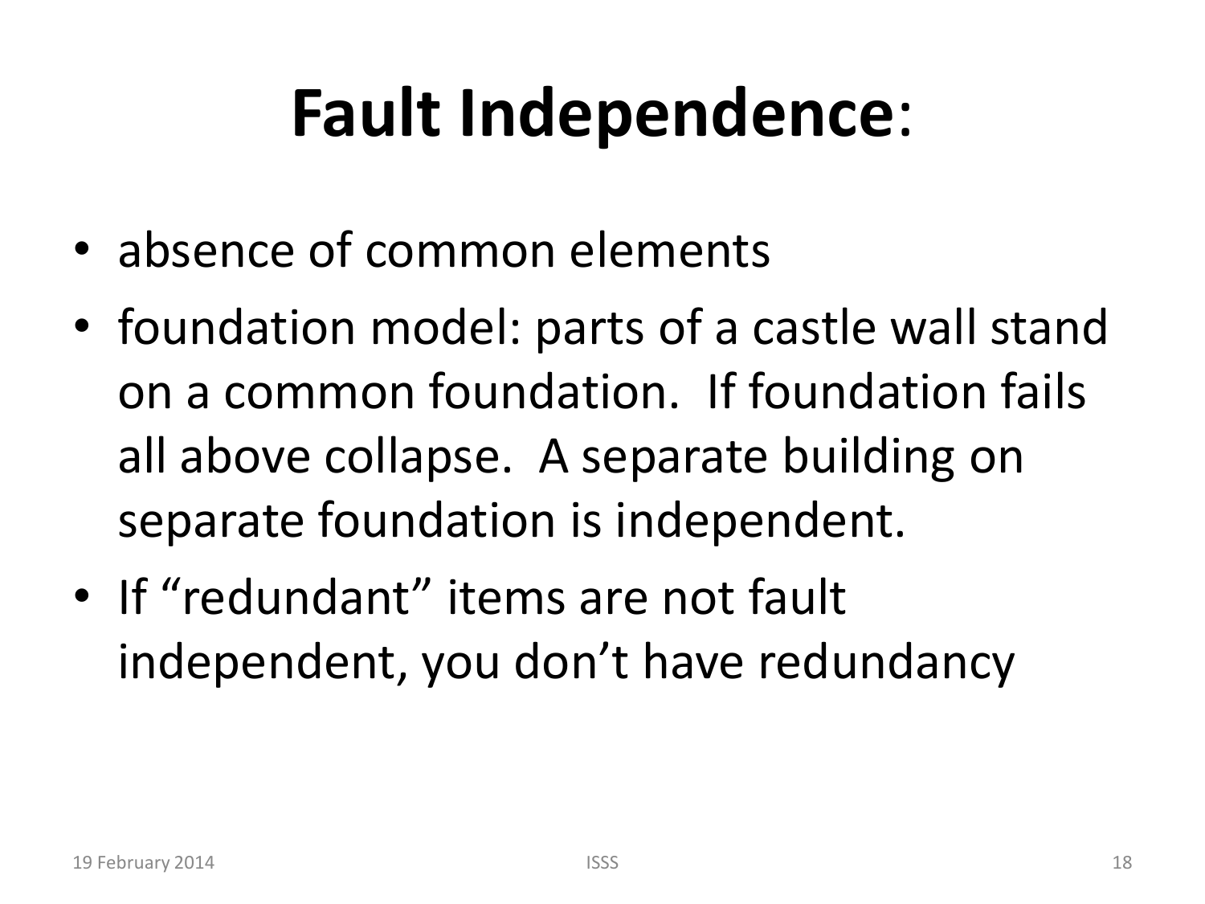# **Fault Independence**:

- absence of common elements
- foundation model: parts of a castle wall stand on a common foundation. If foundation fails all above collapse. A separate building on separate foundation is independent.
- If “redundant” items are not fault independent, you don’t have redundancy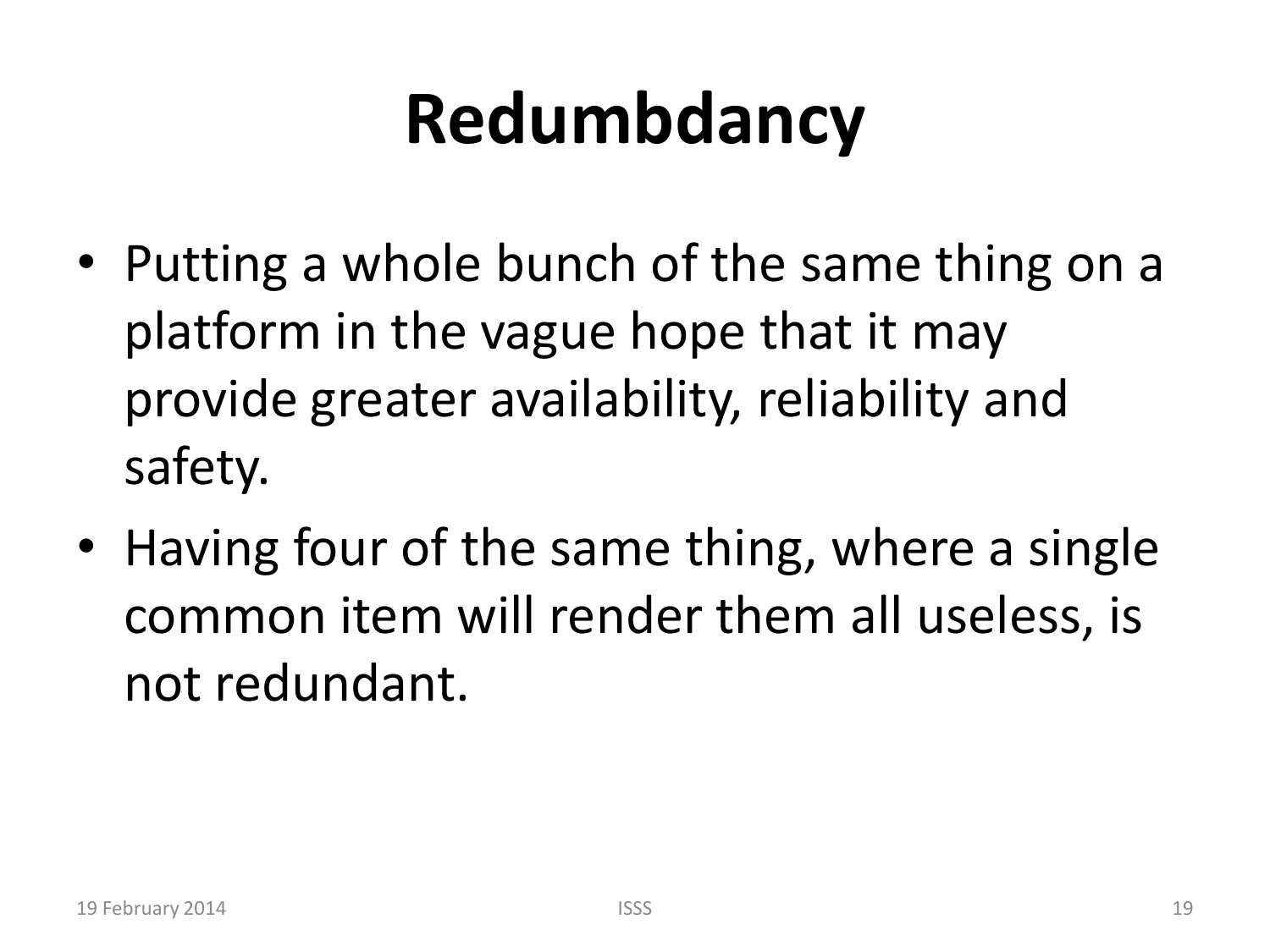# Redumbdancy

- Putting a whole bunch of the same thing on a platform in the vague hope that it may provide greater availability, reliability and safety.
- Having four of the same thing, where a single common item will render them all useless, is not redundant.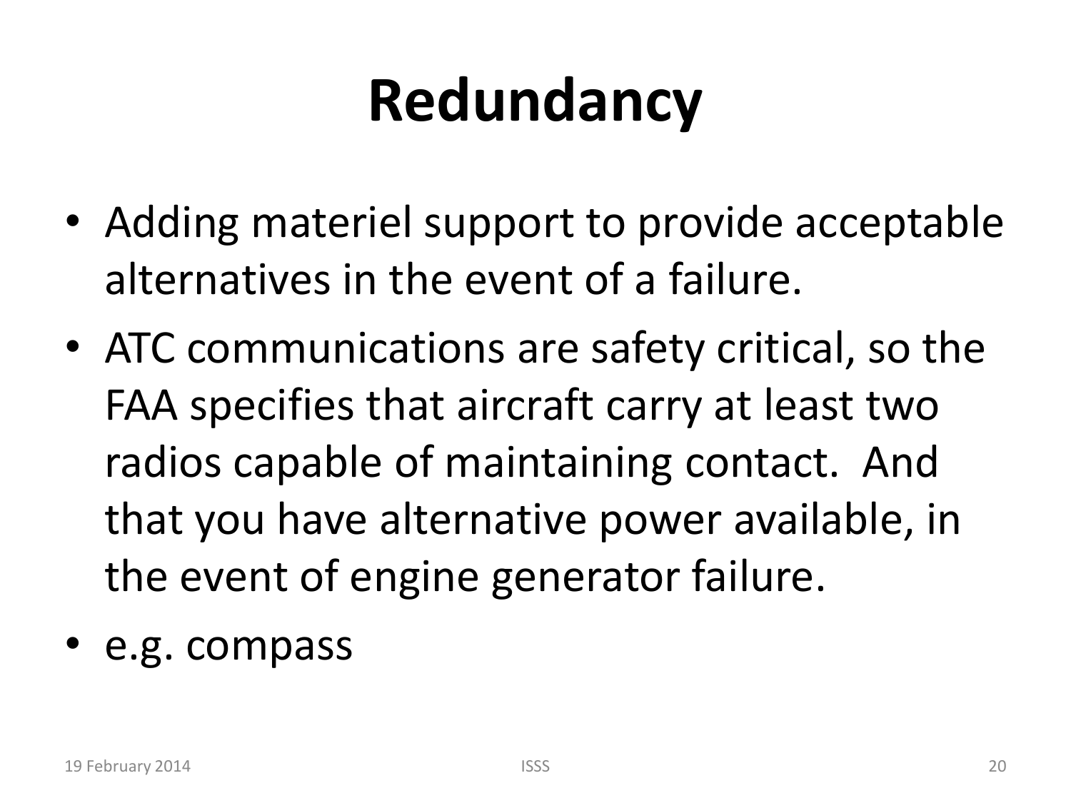# Redundancy

- Adding materiel support to provide acceptable alternatives in the event of a failure.
- ATC communications are safety critical, so the FAA specifies that aircraft carry at least two radios capable of maintaining contact. And that you have alternative power available, in the event of engine generator failure.
- e.g. compass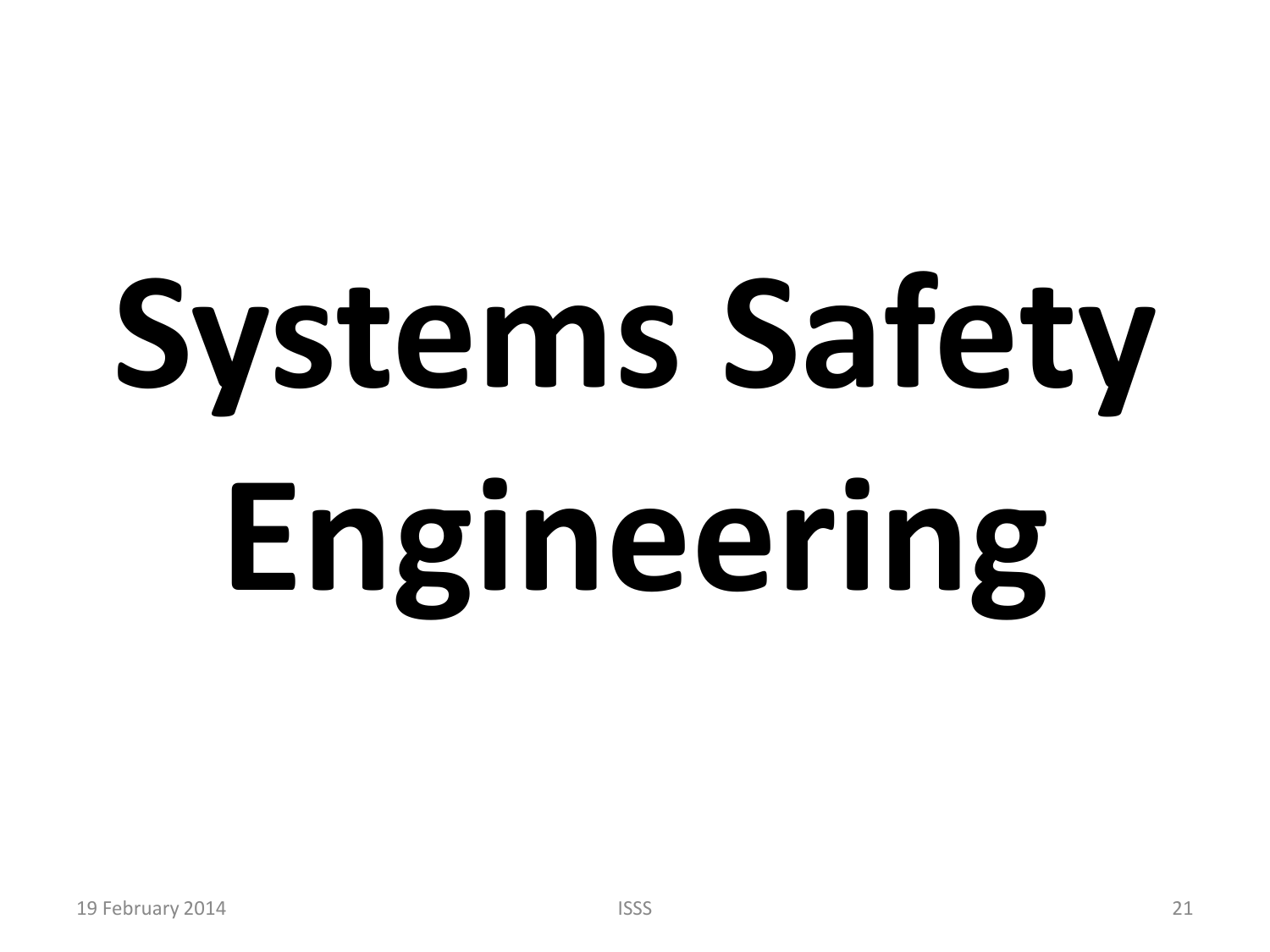# Systems Safety Engineering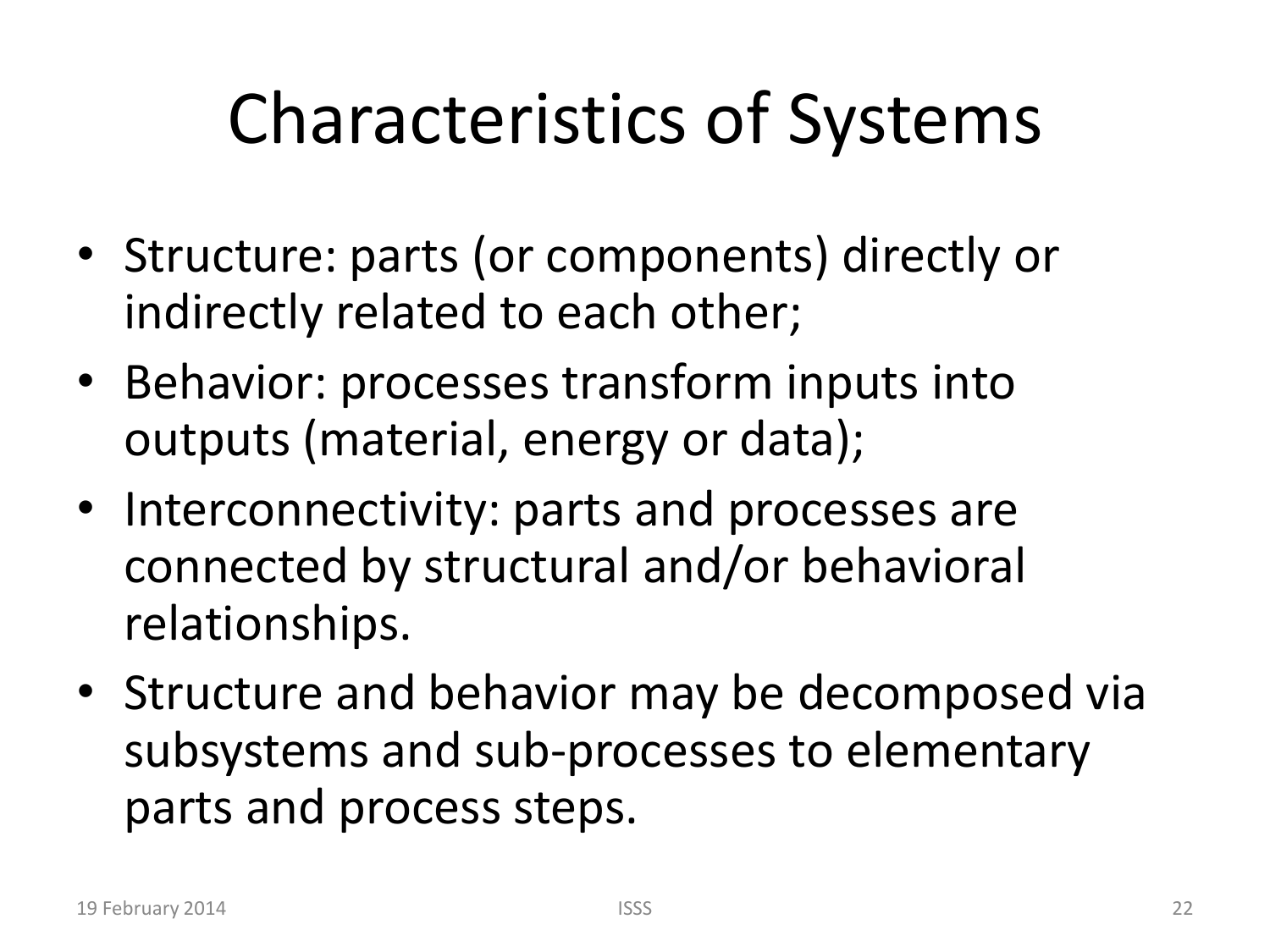# Characteristics of Systems

- Structure: parts (or components) directly or indirectly related to each other;
- Behavior: processes transform inputs into outputs (material, energy or data);
- Interconnectivity: parts and processes are connected by structural and/or behavioral relationships.
- Structure and behavior may be decomposed via subsystems and sub-processes to elementary parts and process steps.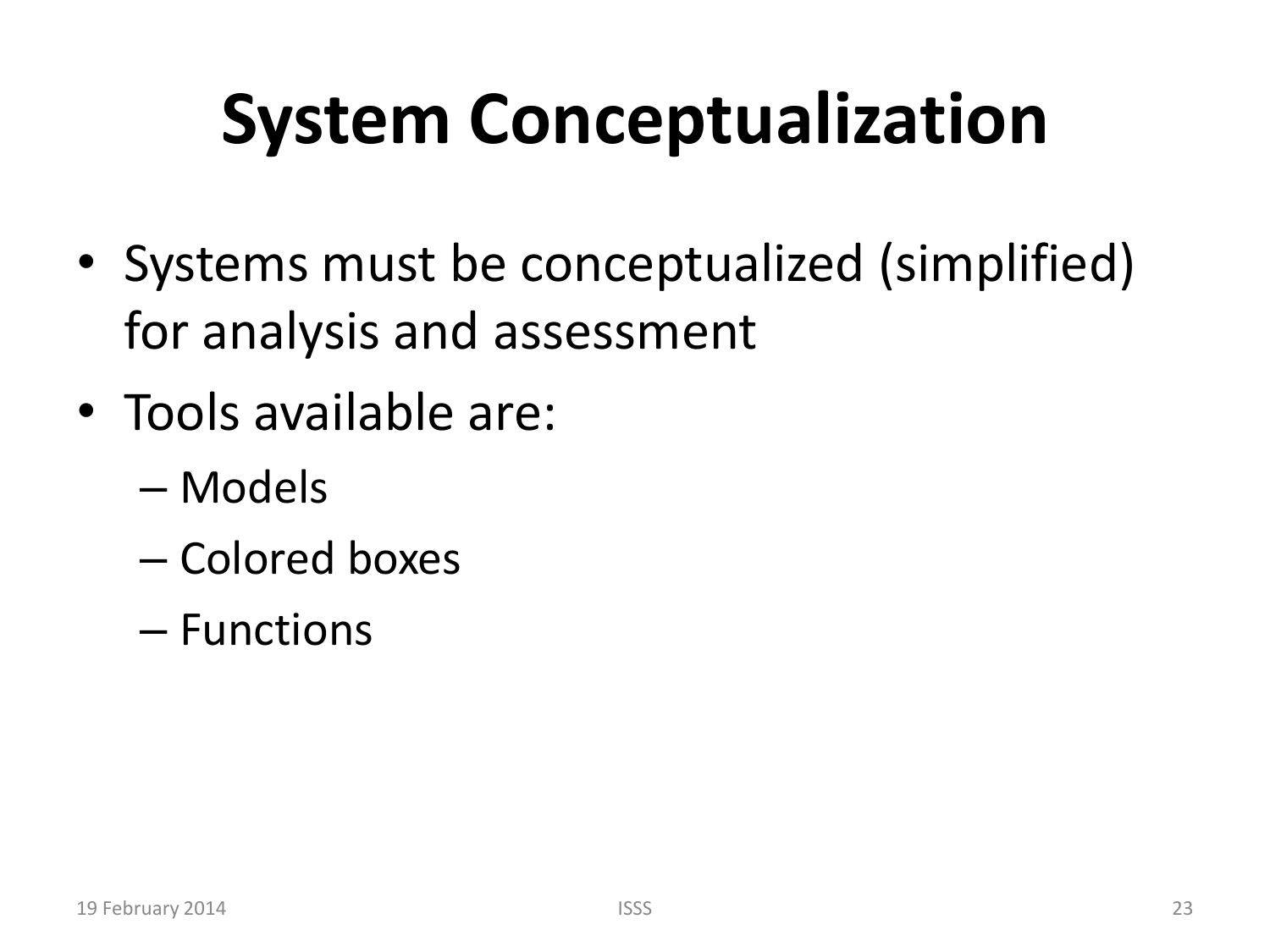# System Conceptualization

- Systems must be conceptualized (simplified) for analysis and assessment
- Tools available are:
  - Models
  - Colored boxes
  - Functions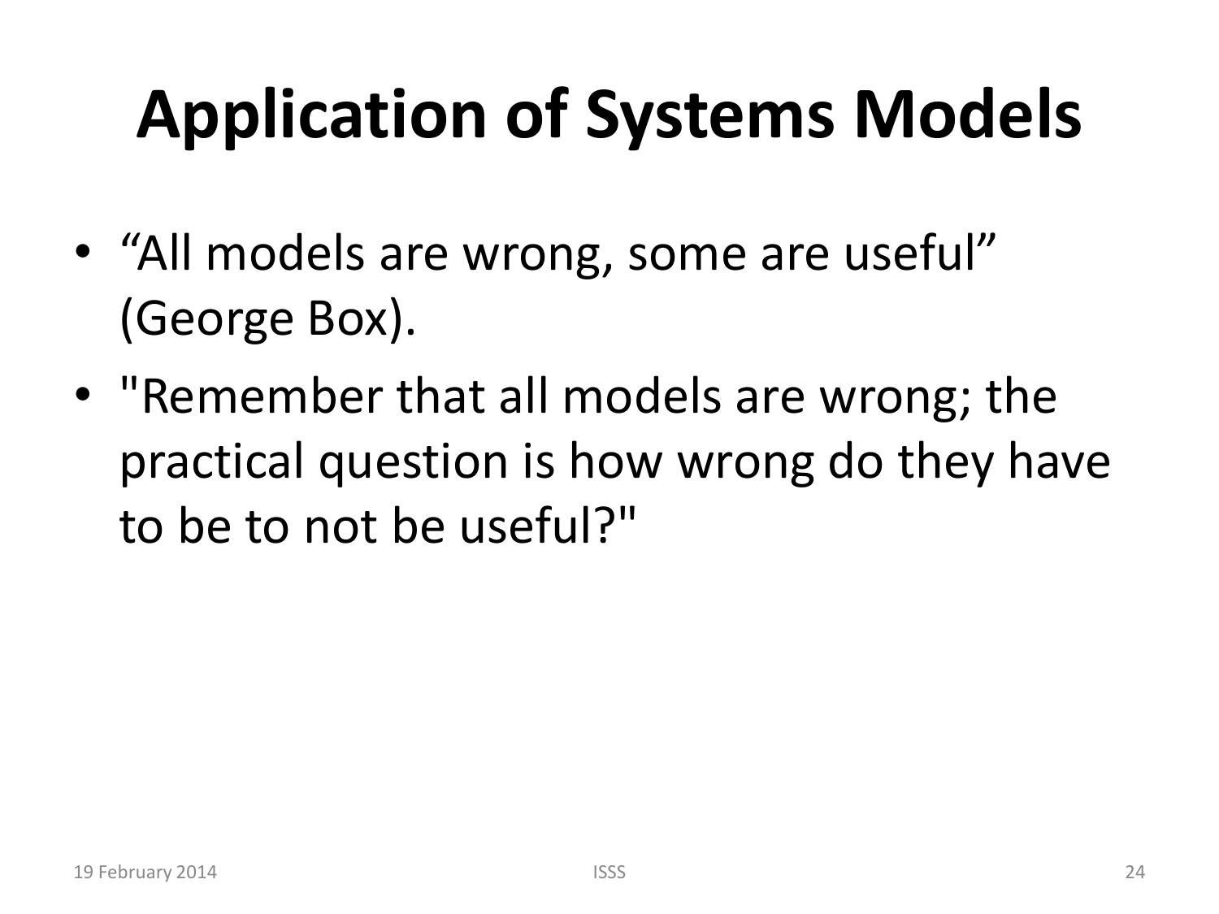# Application of Systems Models

- “All models are wrong, some are useful” (George Box).
- "Remember that all models are wrong; the practical question is how wrong do they have to be to not be useful?"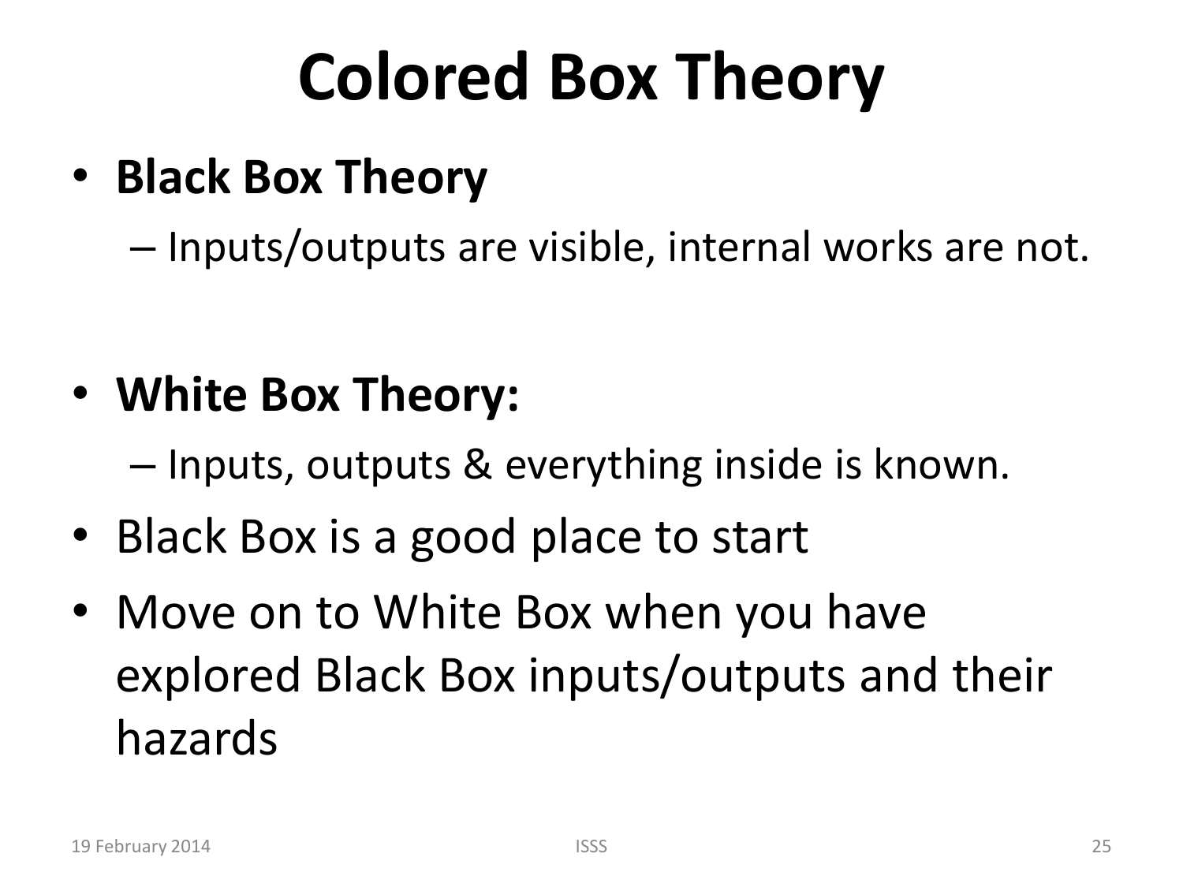# Colored Box Theory

- **Black Box Theory**
  - Inputs/outputs are visible, internal works are not.
- **White Box Theory:**
  - Inputs, outputs & everything inside is known.
- Black Box is a good place to start
- Move on to White Box when you have explored Black Box inputs/outputs and their hazards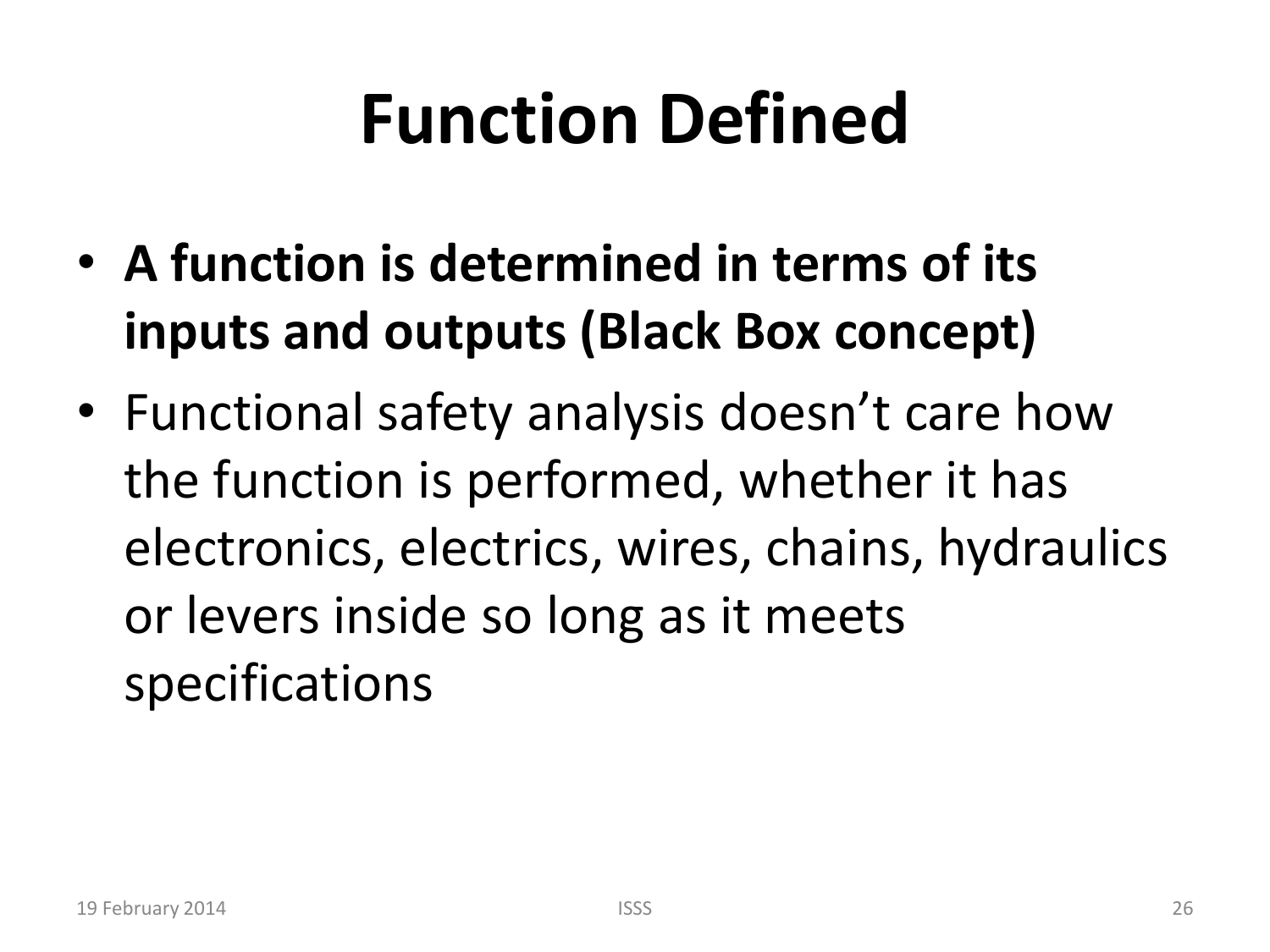# Function Defined

- **A function is determined in terms of its inputs and outputs (Black Box concept)**
- Functional safety analysis doesn’t care how the function is performed, whether it has electronics, electrics, wires, chains, hydraulics or levers inside so long as it meets specifications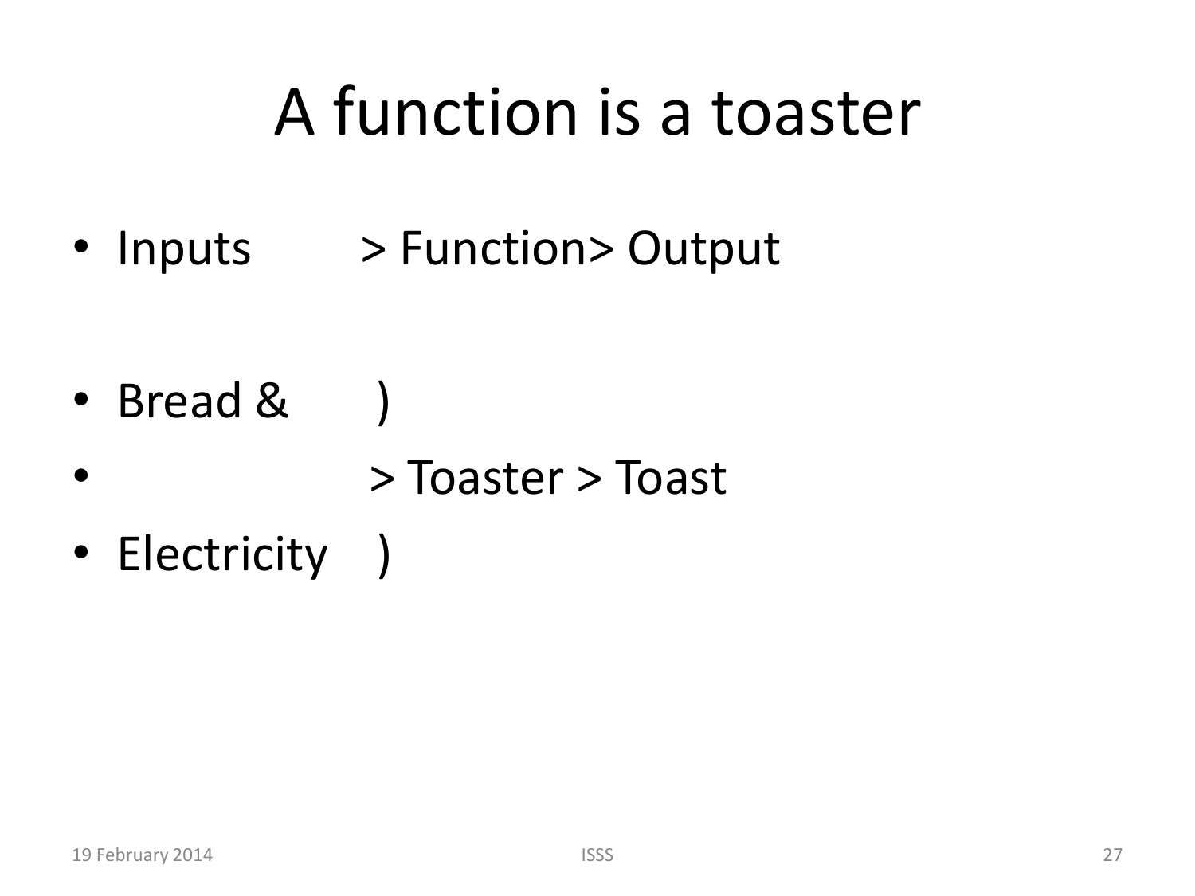# A function is a toaster

- Inputs > Function> Output

- Bread & )
- > Toaster > Toast
- Electricity )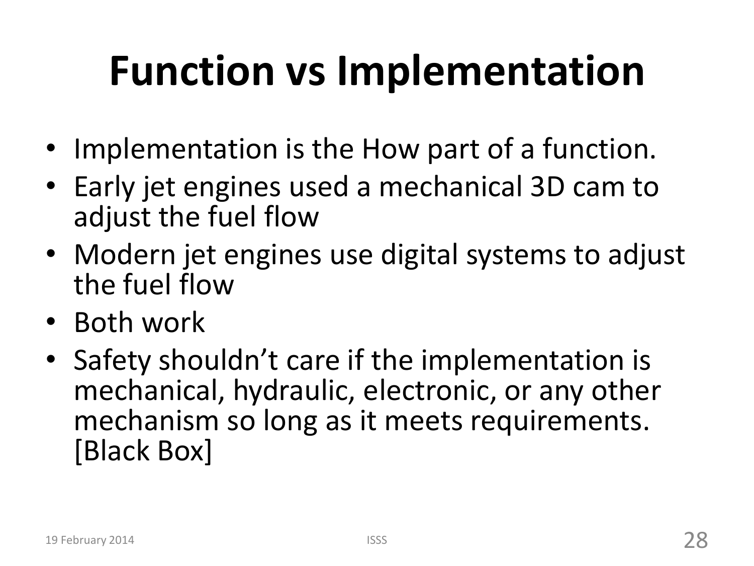# Function vs Implementation

- Implementation is the How part of a function.
- Early jet engines used a mechanical 3D cam to adjust the fuel flow
- Modern jet engines use digital systems to adjust the fuel flow
- Both work
- Safety shouldn't care if the implementation is mechanical, hydraulic, electronic, or any other mechanism so long as it meets requirements. [Black Box]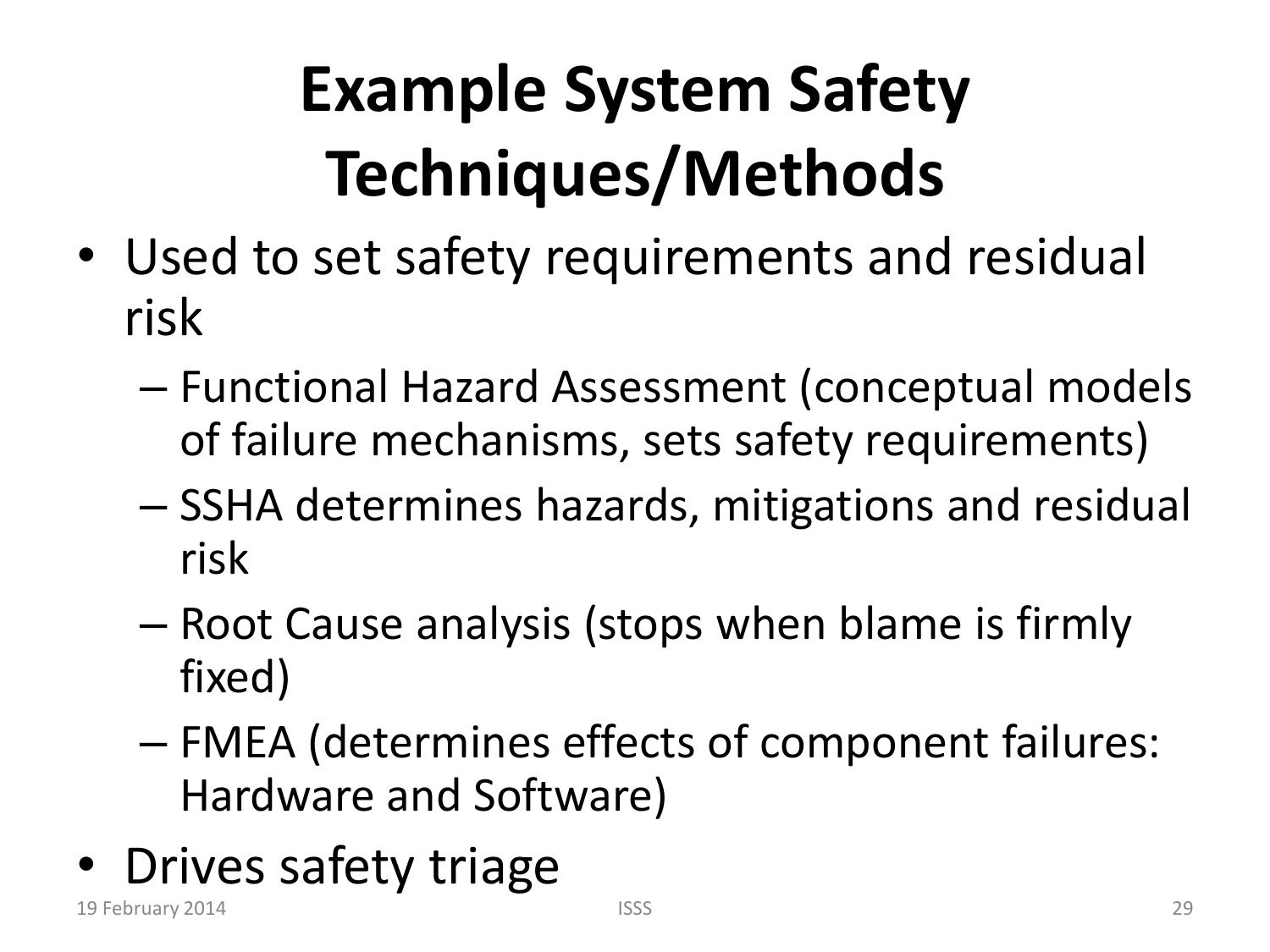# Example System Safety Techniques/Methods

- Used to set safety requirements and residual risk
  - Functional Hazard Assessment (conceptual models of failure mechanisms, sets safety requirements)
  - SSHA determines hazards, mitigations and residual risk
  - Root Cause analysis (stops when blame is firmly fixed)
  - FMEA (determines effects of component failures: Hardware and Software)
- Drives safety triage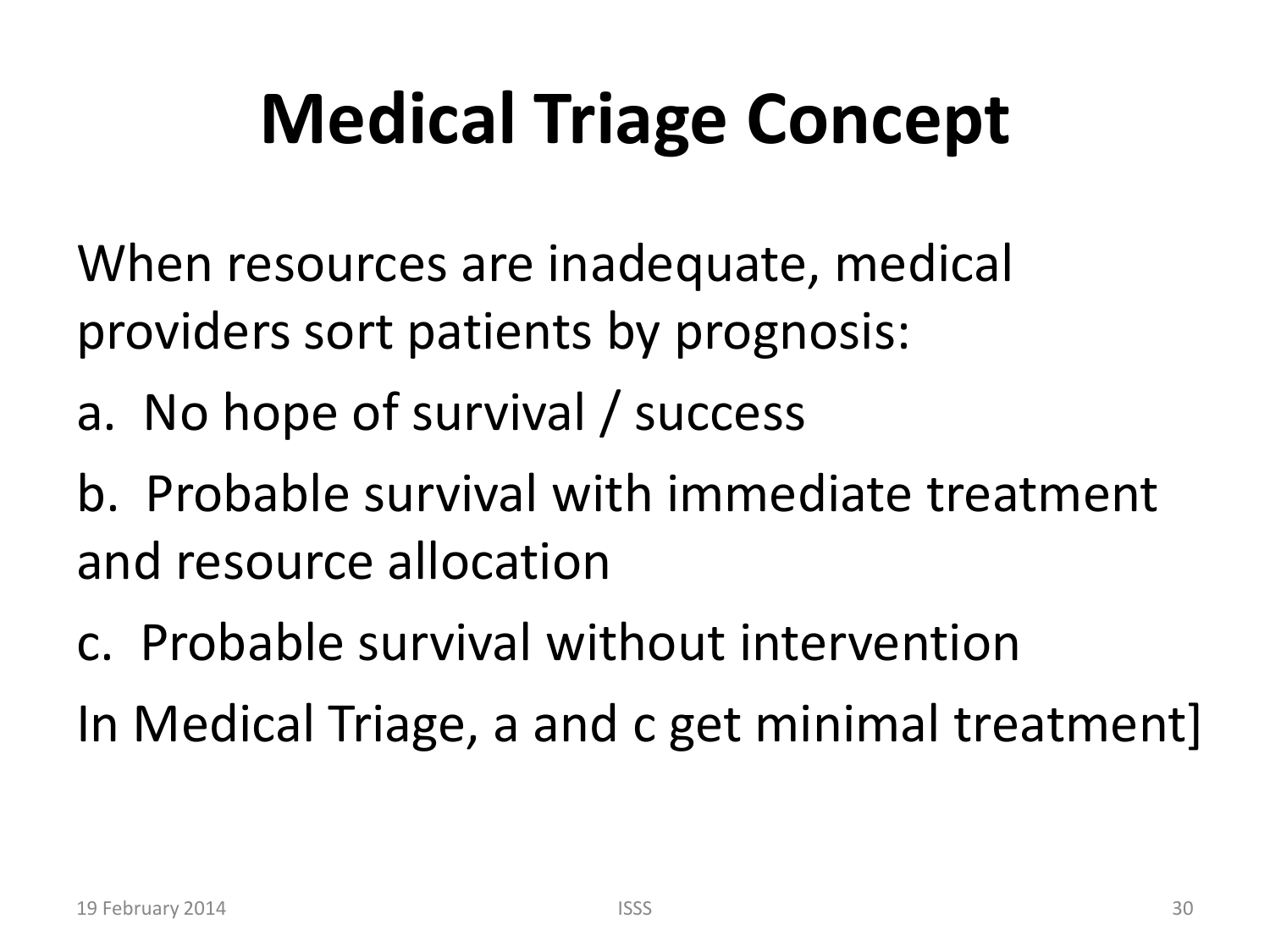# Medical Triage Concept

When resources are inadequate, medical providers sort patients by prognosis:

a. No hope of survival / success

b. Probable survival with immediate treatment and resource allocation

c. Probable survival without intervention

In Medical Triage, a and c get minimal treatment]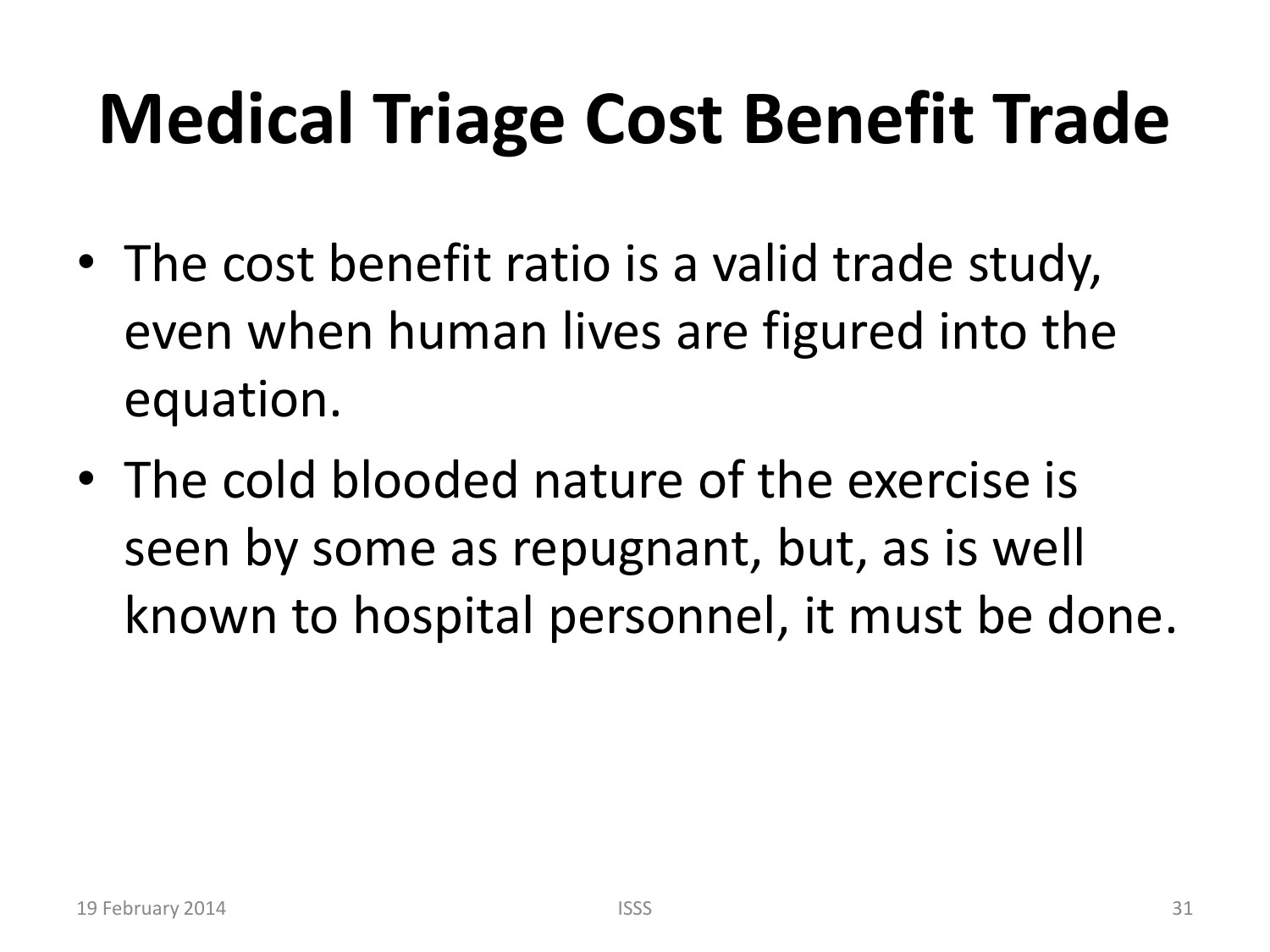# Medical Triage Cost Benefit Trade

- The cost benefit ratio is a valid trade study, even when human lives are figured into the equation.
- The cold blooded nature of the exercise is seen by some as repugnant, but, as is well known to hospital personnel, it must be done.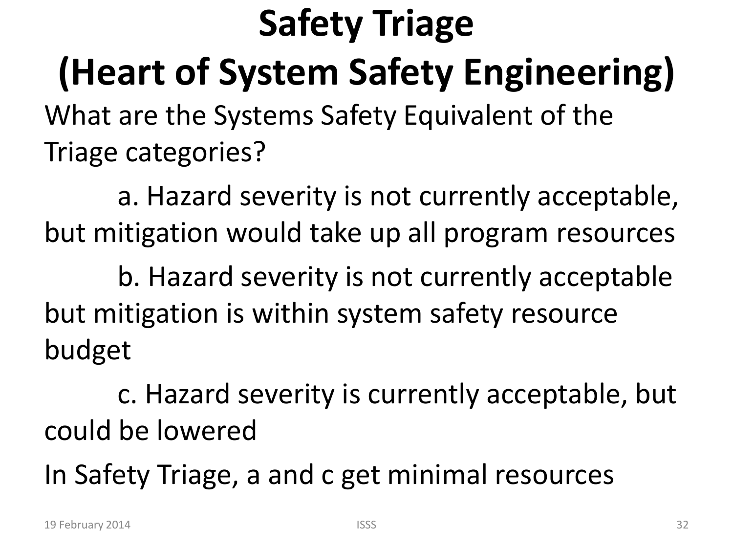# Safety Triage (Heart of System Safety Engineering)

What are the Systems Safety Equivalent of the Triage categories?

a. Hazard severity is not currently acceptable, but mitigation would take up all program resources

b. Hazard severity is not currently acceptable but mitigation is within system safety resource budget

c. Hazard severity is currently acceptable, but could be lowered

In Safety Triage, a and c get minimal resources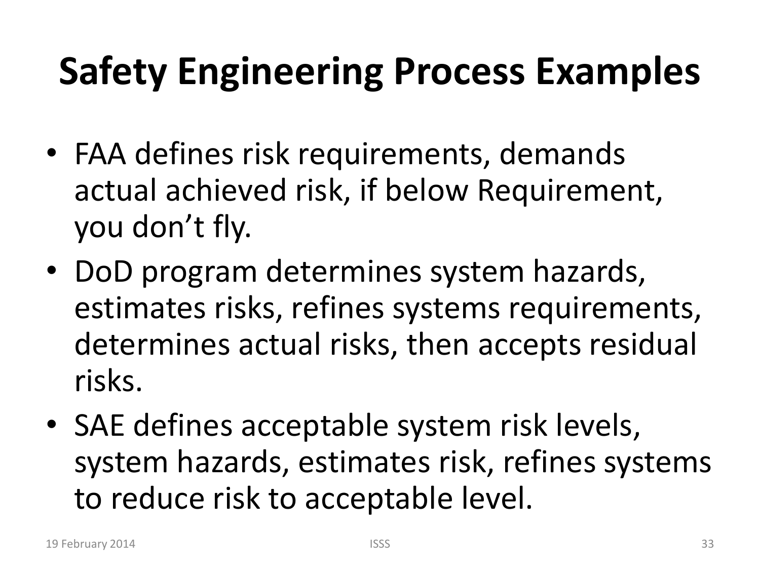# Safety Engineering Process Examples

- FAA defines risk requirements, demands actual achieved risk, if below Requirement, you don't fly.
- DoD program determines system hazards, estimates risks, refines systems requirements, determines actual risks, then accepts residual risks.
- SAE defines acceptable system risk levels, system hazards, estimates risk, refines systems to reduce risk to acceptable level.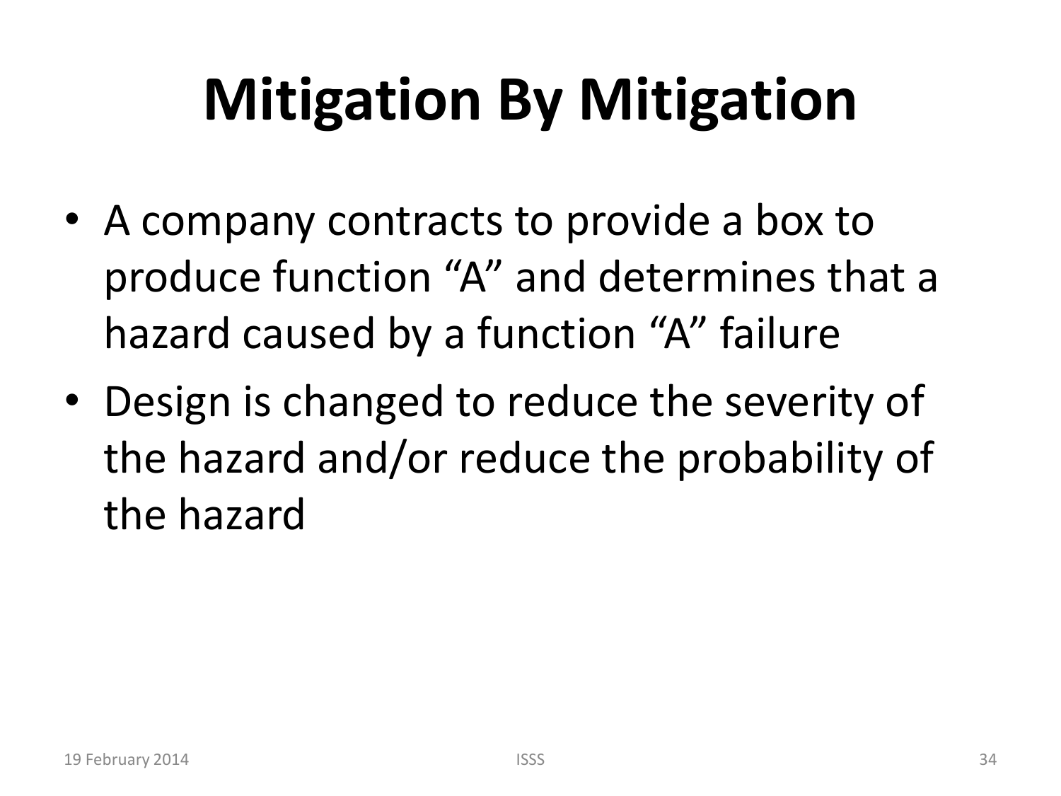# Mitigation By Mitigation

- A company contracts to provide a box to produce function “A” and determines that a hazard caused by a function “A” failure
- Design is changed to reduce the severity of the hazard and/or reduce the probability of the hazard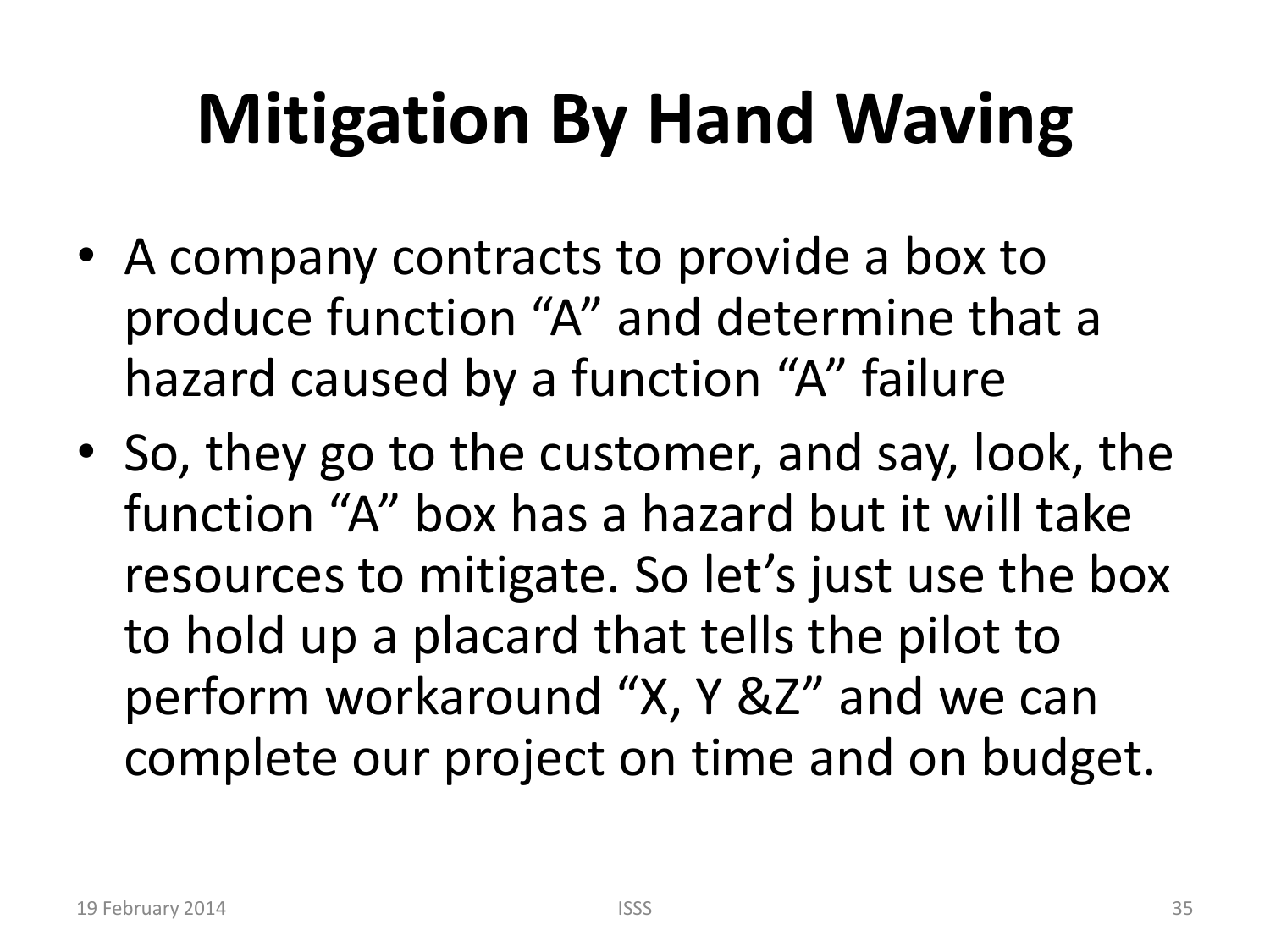# Mitigation By Hand Waving

- A company contracts to provide a box to produce function “A” and determine that a hazard caused by a function “A” failure
- So, they go to the customer, and say, look, the function “A” box has a hazard but it will take resources to mitigate. So let’s just use the box to hold up a placard that tells the pilot to perform workaround “X, Y &Z” and we can complete our project on time and on budget.